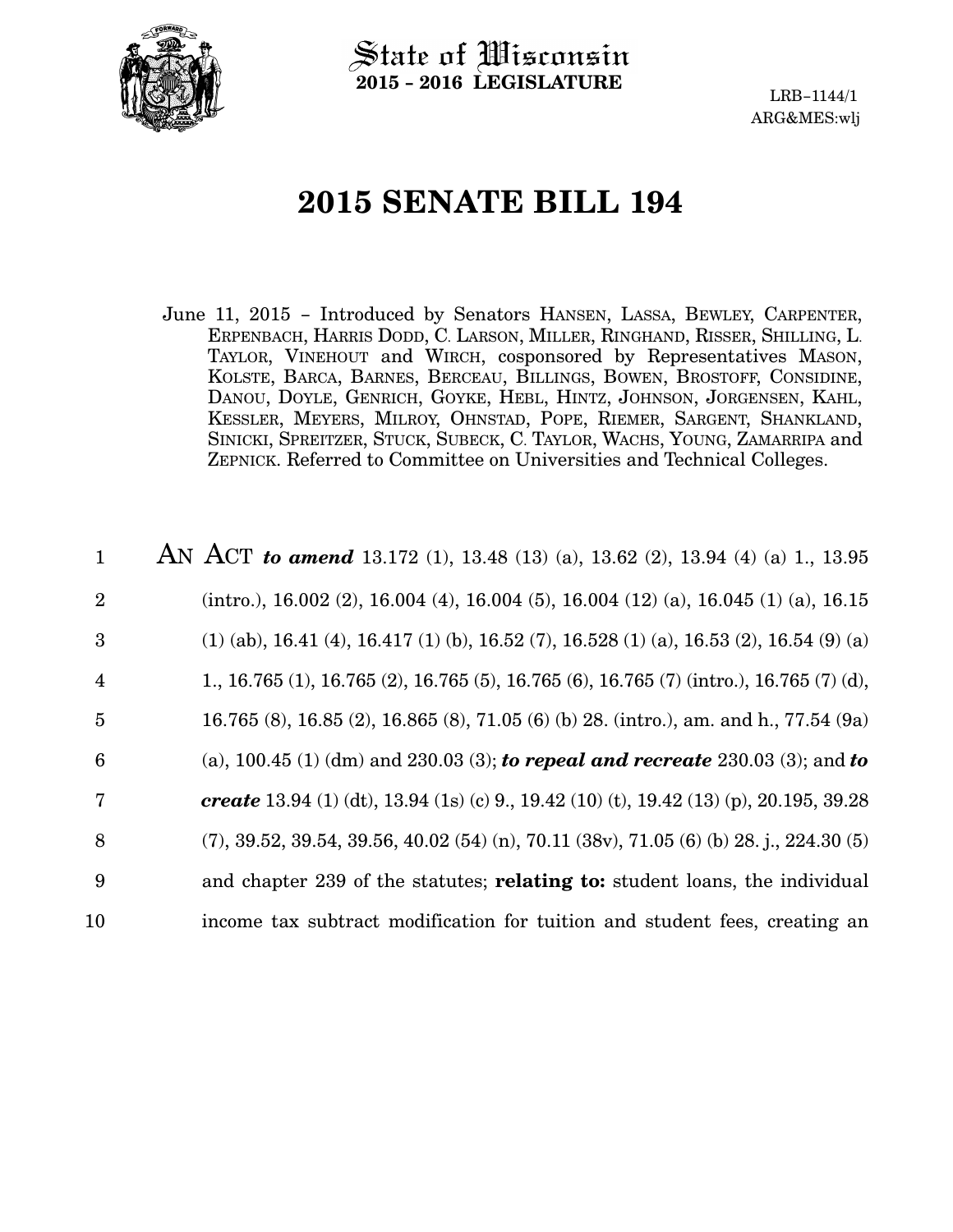State of Wisconsin
**2015 - 2016 LEGISLATURE**

LRB-1144/1
ARG&MES:wlj

# 2015 SENATE BILL 194

June 11, 2015 - Introduced by Senators HANSEN, LASSA, BEWLEY, CARPENTER, ERPENBACH, HARRIS DODD, C. LARSON, MILLER, RINGHAND, RISSER, SHILLING, L. TAYLOR, VINEHOUT and WIRCH, cosponsored by Representatives MASON, KOLSTE, BARCA, BARNES, BERCEAU, BILLINGS, BOWEN, BROSTOFF, CONSIDINE, DANOU, DOYLE, GENRICH, GOYKE, HEBL, HINTZ, JOHNSON, JORGENSEN, KAHL, KESSLER, MEYERS, MILROY, OHNSTAD, POPE, RIEMER, SARGENT, SHANKLAND, SINICKI, SPREITZER, STUCK, SUBECK, C. TAYLOR, WACHS, YOUNG, ZAMARRIPA and ZEPNICK. Referred to Committee on Universities and Technical Colleges.

1 AN ACT ***to amend*** 13.172 (1), 13.48 (13) (a), 13.62 (2), 13.94 (4) (a) 1., 13.95
2 (intro.), 16.002 (2), 16.004 (4), 16.004 (5), 16.004 (12) (a), 16.045 (1) (a), 16.15
3 (1) (ab), 16.41 (4), 16.417 (1) (b), 16.52 (7), 16.528 (1) (a), 16.53 (2), 16.54 (9) (a)
4 1., 16.765 (1), 16.765 (2), 16.765 (5), 16.765 (6), 16.765 (7) (intro.), 16.765 (7) (d),
5 16.765 (8), 16.85 (2), 16.865 (8), 71.05 (6) (b) 28. (intro.), am. and h., 77.54 (9a)
6 (a), 100.45 (1) (dm) and 230.03 (3); ***to repeal and recreate*** 230.03 (3); and ***to***
7 ***create*** 13.94 (1) (dt), 13.94 (1s) (c) 9., 19.42 (10) (t), 19.42 (13) (p), 20.195, 39.28
8 (7), 39.52, 39.54, 39.56, 40.02 (54) (n), 70.11 (38v), 71.05 (6) (b) 28. j., 224.30 (5)
9 and chapter 239 of the statutes; **relating to:** student loans, the individual
10 income tax subtract modification for tuition and student fees, creating an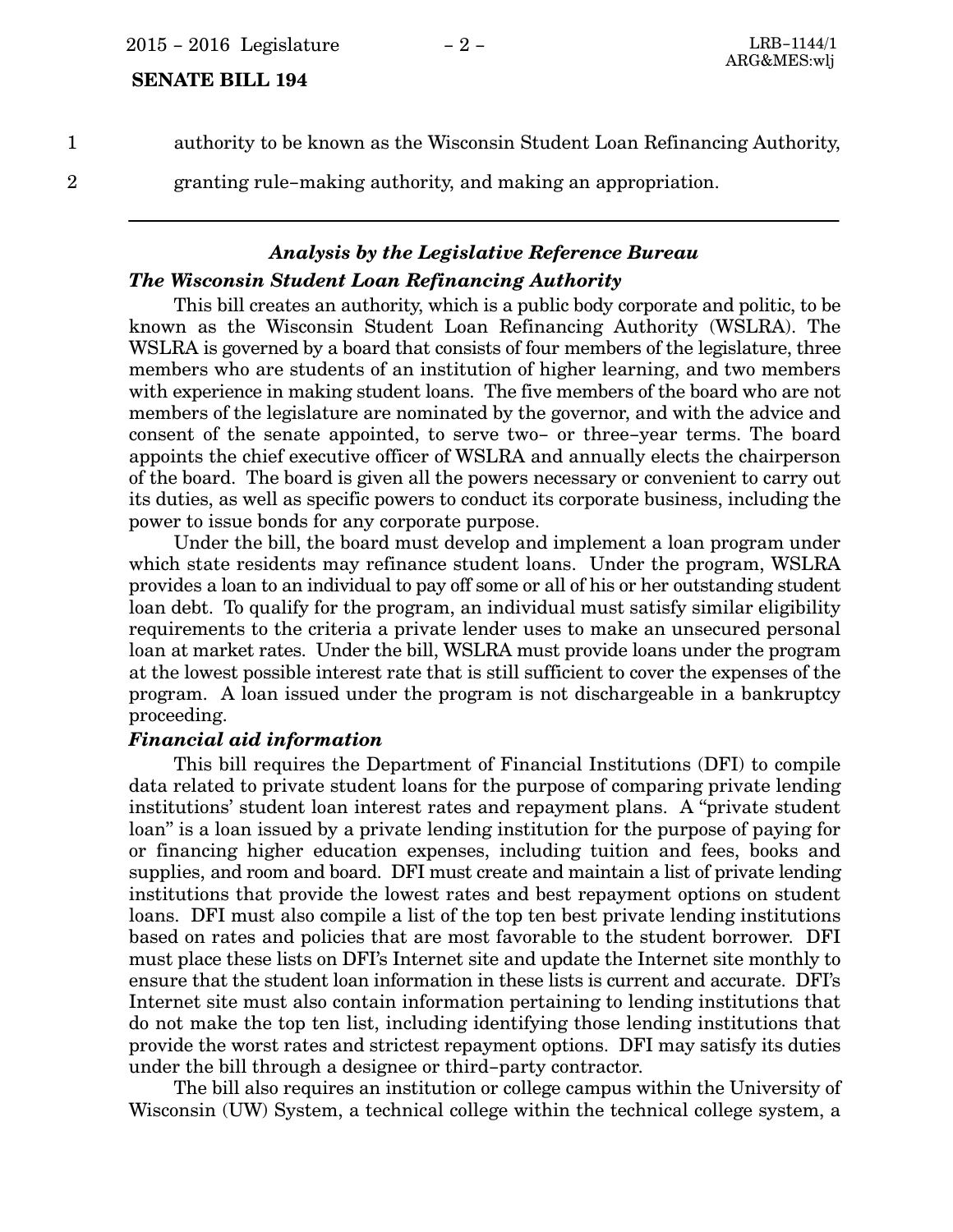authority to be known as the Wisconsin Student Loan Refinancing Authority, granting rule-making authority, and making an appropriation.

---

## *Analysis by the Legislative Reference Bureau*

### *The Wisconsin Student Loan Refinancing Authority*

This bill creates an authority, which is a public body corporate and politic, to be known as the Wisconsin Student Loan Refinancing Authority (WSLRA). The WSLRA is governed by a board that consists of four members of the legislature, three members who are students of an institution of higher learning, and two members with experience in making student loans. The five members of the board who are not members of the legislature are nominated by the governor, and with the advice and consent of the senate appointed, to serve two- or three-year terms. The board appoints the chief executive officer of WSLRA and annually elects the chairperson of the board. The board is given all the powers necessary or convenient to carry out its duties, as well as specific powers to conduct its corporate business, including the power to issue bonds for any corporate purpose.

Under the bill, the board must develop and implement a loan program under which state residents may refinance student loans. Under the program, WSLRA provides a loan to an individual to pay off some or all of his or her outstanding student loan debt. To qualify for the program, an individual must satisfy similar eligibility requirements to the criteria a private lender uses to make an unsecured personal loan at market rates. Under the bill, WSLRA must provide loans under the program at the lowest possible interest rate that is still sufficient to cover the expenses of the program. A loan issued under the program is not dischargeable in a bankruptcy proceeding.

### *Financial aid information*

This bill requires the Department of Financial Institutions (DFI) to compile data related to private student loans for the purpose of comparing private lending institutions' student loan interest rates and repayment plans. A "private student loan" is a loan issued by a private lending institution for the purpose of paying for or financing higher education expenses, including tuition and fees, books and supplies, and room and board. DFI must create and maintain a list of private lending institutions that provide the lowest rates and best repayment options on student loans. DFI must also compile a list of the top ten best private lending institutions based on rates and policies that are most favorable to the student borrower. DFI must place these lists on DFI's Internet site and update the Internet site monthly to ensure that the student loan information in these lists is current and accurate. DFI's Internet site must also contain information pertaining to lending institutions that do not make the top ten list, including identifying those lending institutions that provide the worst rates and strictest repayment options. DFI may satisfy its duties under the bill through a designee or third-party contractor.

The bill also requires an institution or college campus within the University of Wisconsin (UW) System, a technical college within the technical college system, a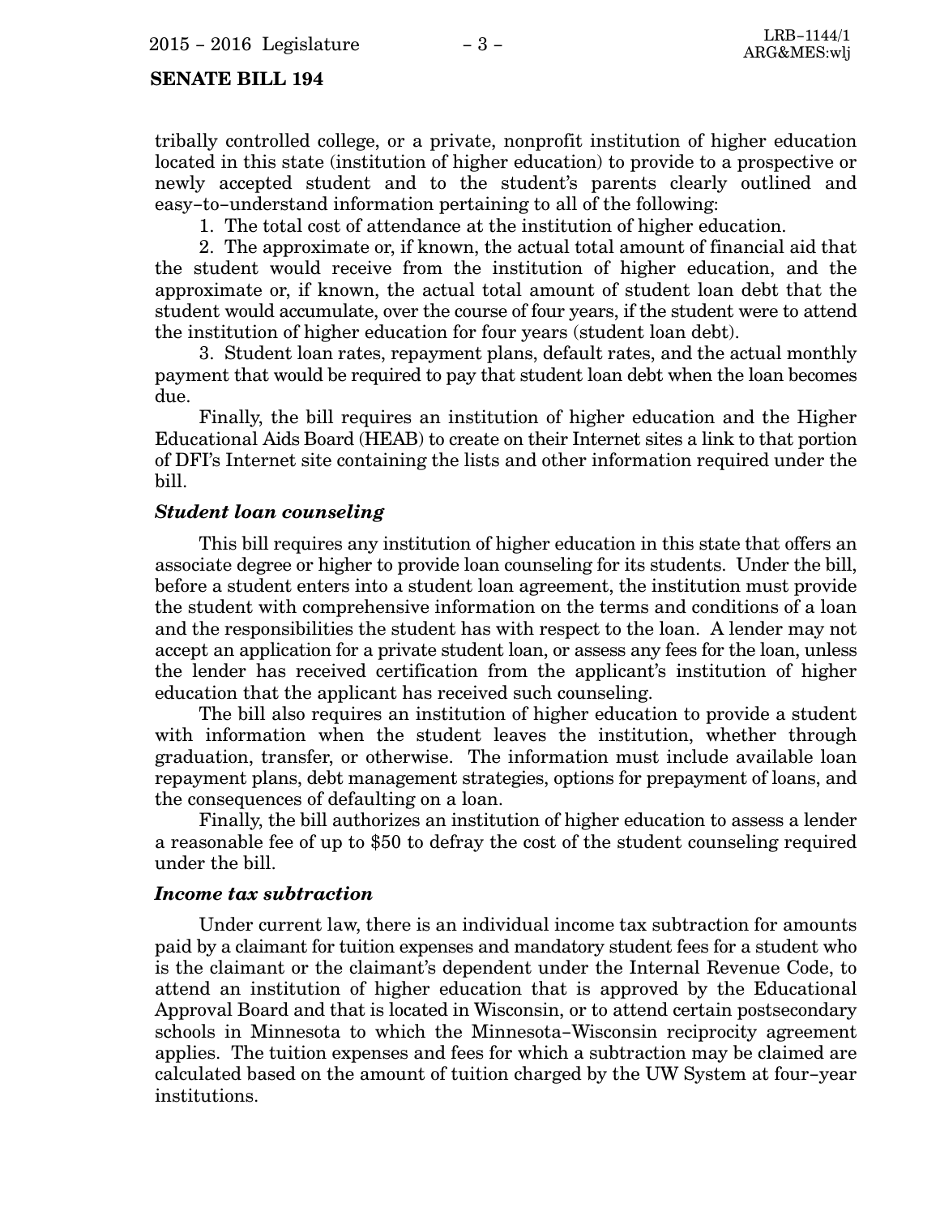tribally controlled college, or a private, nonprofit institution of higher education located in this state (institution of higher education) to provide to a prospective or newly accepted student and to the student's parents clearly outlined and easy-to-understand information pertaining to all of the following:

1. The total cost of attendance at the institution of higher education.

2. The approximate or, if known, the actual total amount of financial aid that the student would receive from the institution of higher education, and the approximate or, if known, the actual total amount of student loan debt that the student would accumulate, over the course of four years, if the student were to attend the institution of higher education for four years (student loan debt).

3. Student loan rates, repayment plans, default rates, and the actual monthly payment that would be required to pay that student loan debt when the loan becomes due.

Finally, the bill requires an institution of higher education and the Higher Educational Aids Board (HEAB) to create on their Internet sites a link to that portion of DFI's Internet site containing the lists and other information required under the bill.

***Student loan counseling***

This bill requires any institution of higher education in this state that offers an associate degree or higher to provide loan counseling for its students. Under the bill, before a student enters into a student loan agreement, the institution must provide the student with comprehensive information on the terms and conditions of a loan and the responsibilities the student has with respect to the loan. A lender may not accept an application for a private student loan, or assess any fees for the loan, unless the lender has received certification from the applicant's institution of higher education that the applicant has received such counseling.

The bill also requires an institution of higher education to provide a student with information when the student leaves the institution, whether through graduation, transfer, or otherwise. The information must include available loan repayment plans, debt management strategies, options for prepayment of loans, and the consequences of defaulting on a loan.

Finally, the bill authorizes an institution of higher education to assess a lender a reasonable fee of up to $50 to defray the cost of the student counseling required under the bill.

***Income tax subtraction***

Under current law, there is an individual income tax subtraction for amounts paid by a claimant for tuition expenses and mandatory student fees for a student who is the claimant or the claimant's dependent under the Internal Revenue Code, to attend an institution of higher education that is approved by the Educational Approval Board and that is located in Wisconsin, or to attend certain postsecondary schools in Minnesota to which the Minnesota-Wisconsin reciprocity agreement applies. The tuition expenses and fees for which a subtraction may be claimed are calculated based on the amount of tuition charged by the UW System at four-year institutions.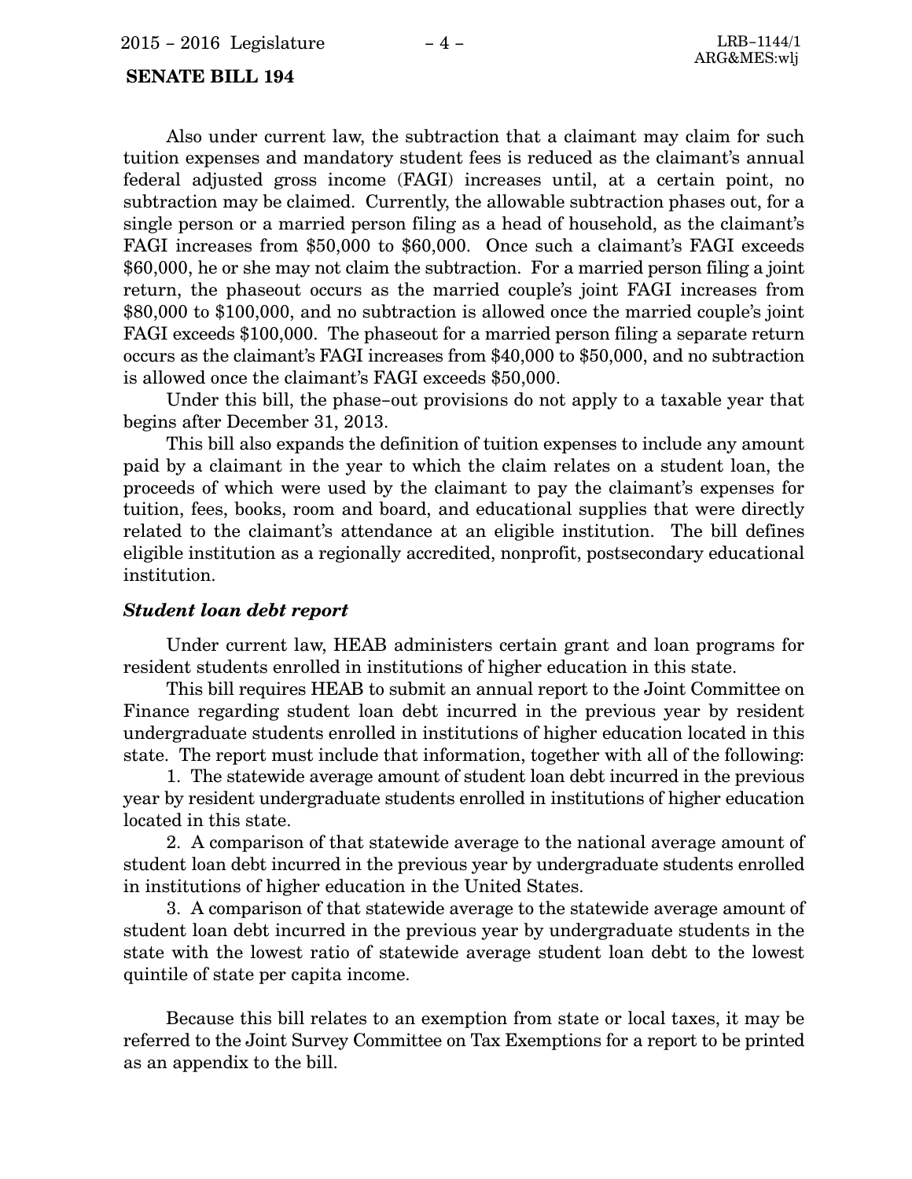Also under current law, the subtraction that a claimant may claim for such tuition expenses and mandatory student fees is reduced as the claimant's annual federal adjusted gross income (FAGI) increases until, at a certain point, no subtraction may be claimed. Currently, the allowable subtraction phases out, for a single person or a married person filing as a head of household, as the claimant's FAGI increases from $50,000 to $60,000. Once such a claimant's FAGI exceeds $60,000, he or she may not claim the subtraction. For a married person filing a joint return, the phaseout occurs as the married couple's joint FAGI increases from $80,000 to $100,000, and no subtraction is allowed once the married couple's joint FAGI exceeds $100,000. The phaseout for a married person filing a separate return occurs as the claimant's FAGI increases from $40,000 to $50,000, and no subtraction is allowed once the claimant's FAGI exceeds $50,000.

Under this bill, the phase–out provisions do not apply to a taxable year that begins after December 31, 2013.

This bill also expands the definition of tuition expenses to include any amount paid by a claimant in the year to which the claim relates on a student loan, the proceeds of which were used by the claimant to pay the claimant's expenses for tuition, fees, books, room and board, and educational supplies that were directly related to the claimant's attendance at an eligible institution. The bill defines eligible institution as a regionally accredited, nonprofit, postsecondary educational institution.

***Student loan debt report***

Under current law, HEAB administers certain grant and loan programs for resident students enrolled in institutions of higher education in this state.

This bill requires HEAB to submit an annual report to the Joint Committee on Finance regarding student loan debt incurred in the previous year by resident undergraduate students enrolled in institutions of higher education located in this state. The report must include that information, together with all of the following:

1. The statewide average amount of student loan debt incurred in the previous year by resident undergraduate students enrolled in institutions of higher education located in this state.

2. A comparison of that statewide average to the national average amount of student loan debt incurred in the previous year by undergraduate students enrolled in institutions of higher education in the United States.

3. A comparison of that statewide average to the statewide average amount of student loan debt incurred in the previous year by undergraduate students in the state with the lowest ratio of statewide average student loan debt to the lowest quintile of state per capita income.

Because this bill relates to an exemption from state or local taxes, it may be referred to the Joint Survey Committee on Tax Exemptions for a report to be printed as an appendix to the bill.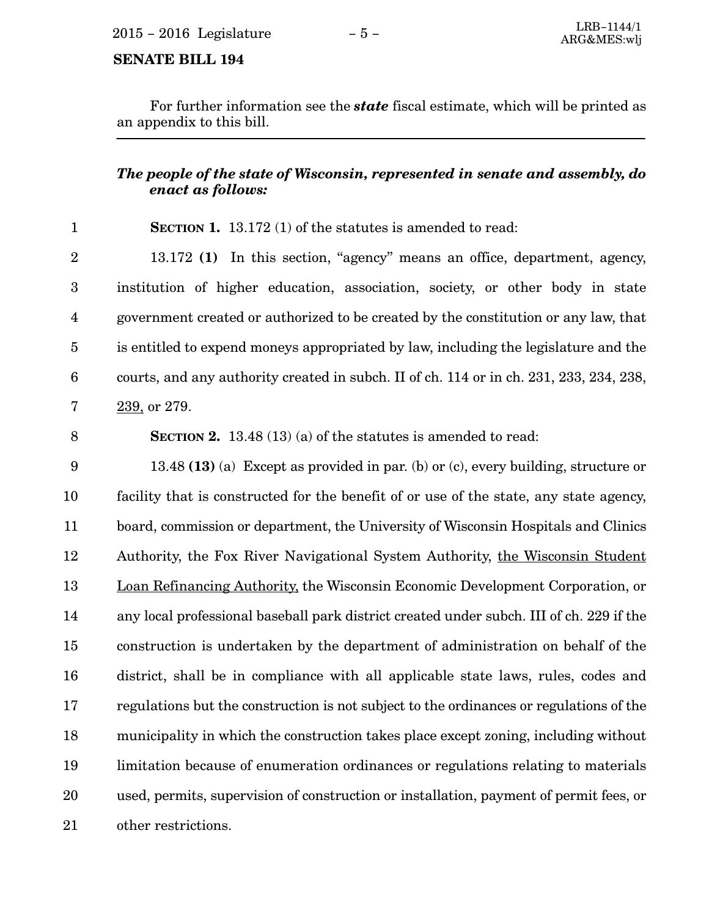For further information see the ***state*** fiscal estimate, which will be printed as an appendix to this bill.

---

***The people of the state of Wisconsin, represented in senate and assembly, do enact as follows:***

**SECTION 1.** 13.172 (1) of the statutes is amended to read:

13.172 **(1)** In this section, "agency" means an office, department, agency, institution of higher education, association, society, or other body in state government created or authorized to be created by the constitution or any law, that is entitled to expend moneys appropriated by law, including the legislature and the courts, and any authority created in subch. II of ch. 114 or in ch. 231, 233, 234, 238, 239, or 279.

**SECTION 2.** 13.48 (13) (a) of the statutes is amended to read:

13.48 **(13)** (a) Except as provided in par. (b) or (c), every building, structure or facility that is constructed for the benefit of or use of the state, any state agency, board, commission or department, the University of Wisconsin Hospitals and Clinics Authority, the Fox River Navigational System Authority, the Wisconsin Student Loan Refinancing Authority, the Wisconsin Economic Development Corporation, or any local professional baseball park district created under subch. III of ch. 229 if the construction is undertaken by the department of administration on behalf of the district, shall be in compliance with all applicable state laws, rules, codes and regulations but the construction is not subject to the ordinances or regulations of the municipality in which the construction takes place except zoning, including without limitation because of enumeration ordinances or regulations relating to materials used, permits, supervision of construction or installation, payment of permit fees, or other restrictions.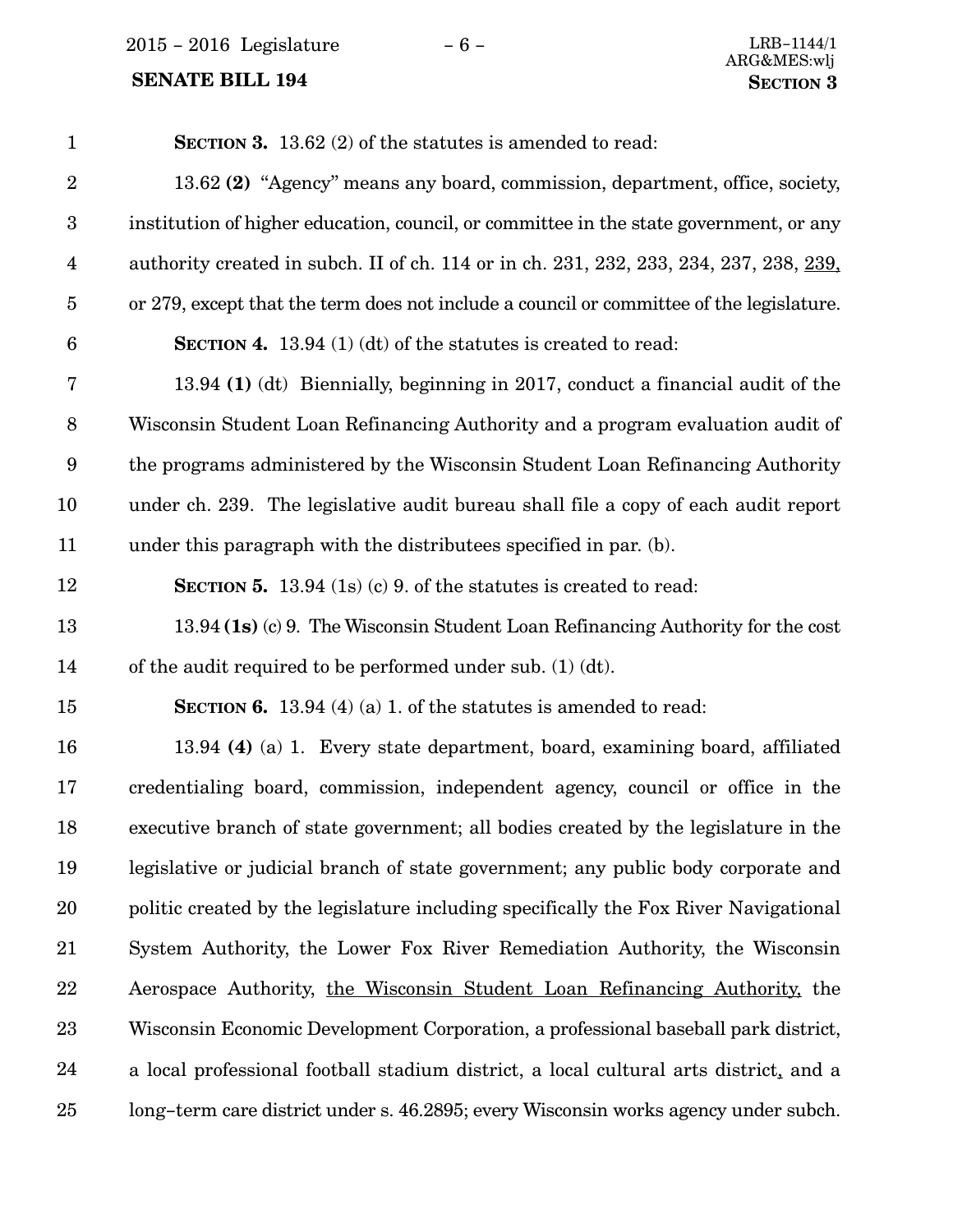**SECTION 3.** 13.62 (2) of the statutes is amended to read:

13.62 **(2)** "Agency" means any board, commission, department, office, society, institution of higher education, council, or committee in the state government, or any authority created in subch. II of ch. 114 or in ch. 231, 232, 233, 234, 237, 238, 239, or 279, except that the term does not include a council or committee of the legislature.

**SECTION 4.** 13.94 (1) (dt) of the statutes is created to read:

13.94 **(1)** (dt) Biennially, beginning in 2017, conduct a financial audit of the Wisconsin Student Loan Refinancing Authority and a program evaluation audit of the programs administered by the Wisconsin Student Loan Refinancing Authority under ch. 239. The legislative audit bureau shall file a copy of each audit report under this paragraph with the distributees specified in par. (b).

**SECTION 5.** 13.94 (1s) (c) 9. of the statutes is created to read:

13.94 **(1s)** (c) 9. The Wisconsin Student Loan Refinancing Authority for the cost of the audit required to be performed under sub. (1) (dt).

**SECTION 6.** 13.94 (4) (a) 1. of the statutes is amended to read:

13.94 **(4)** (a) 1. Every state department, board, examining board, affiliated credentialing board, commission, independent agency, council or office in the executive branch of state government; all bodies created by the legislature in the legislative or judicial branch of state government; any public body corporate and politic created by the legislature including specifically the Fox River Navigational System Authority, the Lower Fox River Remediation Authority, the Wisconsin Aerospace Authority, the Wisconsin Student Loan Refinancing Authority, the Wisconsin Economic Development Corporation, a professional baseball park district, a local professional football stadium district, a local cultural arts district, and a long-term care district under s. 46.2895; every Wisconsin works agency under subch.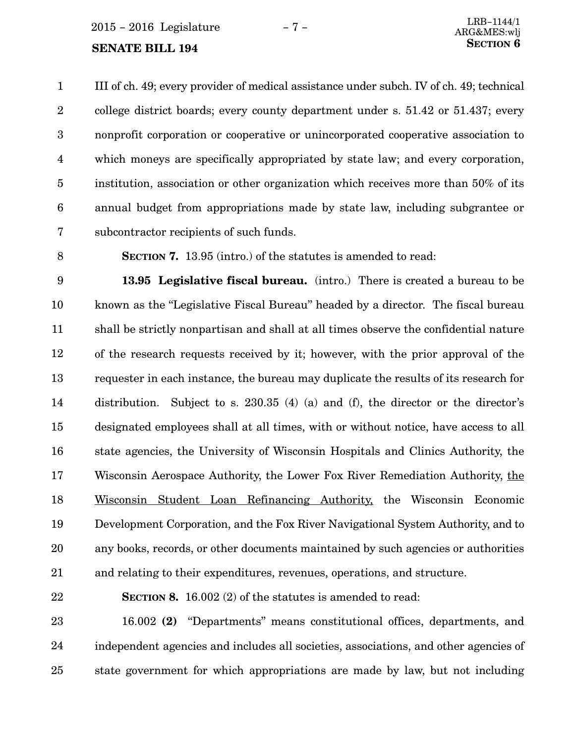III of ch. 49; every provider of medical assistance under subch. IV of ch. 49; technical college district boards; every county department under s. 51.42 or 51.437; every nonprofit corporation or cooperative or unincorporated cooperative association to which moneys are specifically appropriated by state law; and every corporation, institution, association or other organization which receives more than 50% of its annual budget from appropriations made by state law, including subgrantee or subcontractor recipients of such funds.

**SECTION 7.** 13.95 (intro.) of the statutes is amended to read:

**13.95 Legislative fiscal bureau.** (intro.) There is created a bureau to be known as the "Legislative Fiscal Bureau" headed by a director. The fiscal bureau shall be strictly nonpartisan and shall at all times observe the confidential nature of the research requests received by it; however, with the prior approval of the requester in each instance, the bureau may duplicate the results of its research for distribution. Subject to s. 230.35 (4) (a) and (f), the director or the director's designated employees shall at all times, with or without notice, have access to all state agencies, the University of Wisconsin Hospitals and Clinics Authority, the Wisconsin Aerospace Authority, the Lower Fox River Remediation Authority, <u>the Wisconsin Student Loan Refinancing Authority,</u> the Wisconsin Economic Development Corporation, and the Fox River Navigational System Authority, and to any books, records, or other documents maintained by such agencies or authorities and relating to their expenditures, revenues, operations, and structure.

**SECTION 8.** 16.002 (2) of the statutes is amended to read:

16.002 **(2)** "Departments" means constitutional offices, departments, and independent agencies and includes all societies, associations, and other agencies of state government for which appropriations are made by law, but not including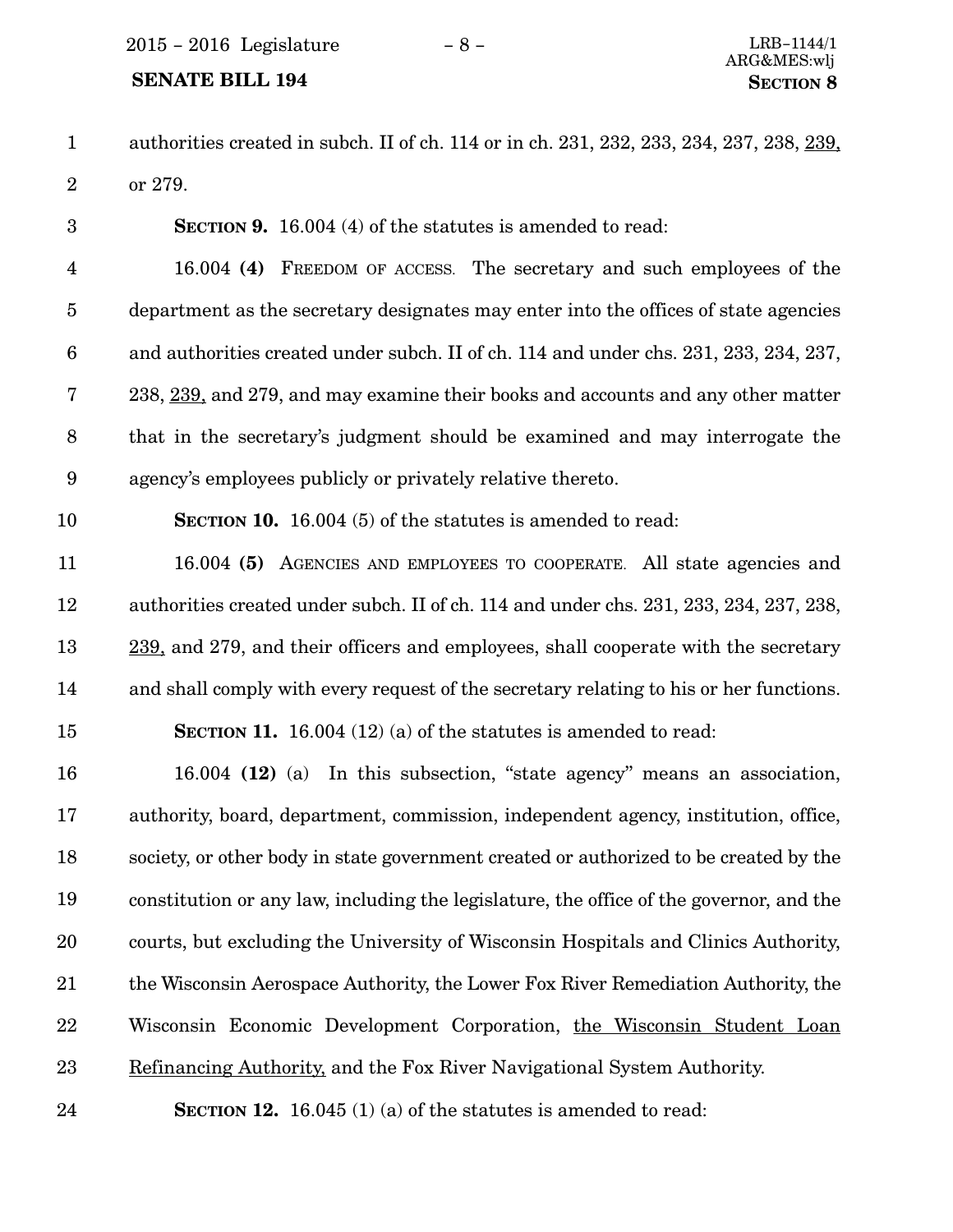authorities created in subch. II of ch. 114 or in ch. 231, 232, 233, 234, 237, 238, 239, or 279.

**SECTION 9.** 16.004 (4) of the statutes is amended to read:

16.004 **(4)** FREEDOM OF ACCESS. The secretary and such employees of the department as the secretary designates may enter into the offices of state agencies and authorities created under subch. II of ch. 114 and under chs. 231, 233, 234, 237, 238, 239, and 279, and may examine their books and accounts and any other matter that in the secretary's judgment should be examined and may interrogate the agency's employees publicly or privately relative thereto.

**SECTION 10.** 16.004 (5) of the statutes is amended to read:

16.004 **(5)** AGENCIES AND EMPLOYEES TO COOPERATE. All state agencies and authorities created under subch. II of ch. 114 and under chs. 231, 233, 234, 237, 238, 239, and 279, and their officers and employees, shall cooperate with the secretary and shall comply with every request of the secretary relating to his or her functions.

**SECTION 11.** 16.004 (12) (a) of the statutes is amended to read:

16.004 **(12)** (a) In this subsection, "state agency" means an association, authority, board, department, commission, independent agency, institution, office, society, or other body in state government created or authorized to be created by the constitution or any law, including the legislature, the office of the governor, and the courts, but excluding the University of Wisconsin Hospitals and Clinics Authority, the Wisconsin Aerospace Authority, the Lower Fox River Remediation Authority, the Wisconsin Economic Development Corporation, the Wisconsin Student Loan Refinancing Authority, and the Fox River Navigational System Authority.

**SECTION 12.** 16.045 (1) (a) of the statutes is amended to read: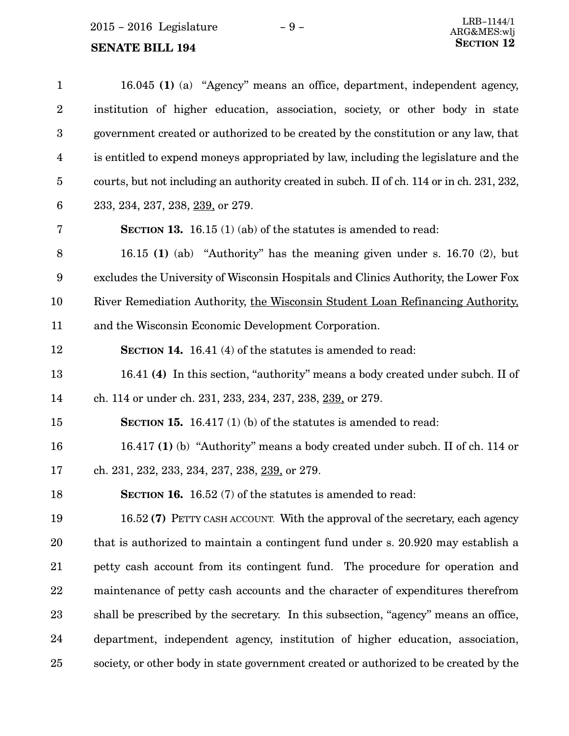16.045 **(1)** (a) "Agency" means an office, department, independent agency, institution of higher education, association, society, or other body in state government created or authorized to be created by the constitution or any law, that is entitled to expend moneys appropriated by law, including the legislature and the courts, but not including an authority created in subch. II of ch. 114 or in ch. 231, 232, 233, 234, 237, 238, <u>239,</u> or 279.

**SECTION 13.** 16.15 (1) (ab) of the statutes is amended to read:

16.15 **(1)** (ab) "Authority" has the meaning given under s. 16.70 (2), but excludes the University of Wisconsin Hospitals and Clinics Authority, the Lower Fox River Remediation Authority, <u>the Wisconsin Student Loan Refinancing Authority,</u> and the Wisconsin Economic Development Corporation.

**SECTION 14.** 16.41 (4) of the statutes is amended to read:

16.41 **(4)** In this section, "authority" means a body created under subch. II of ch. 114 or under ch. 231, 233, 234, 237, 238, <u>239,</u> or 279.

**SECTION 15.** 16.417 (1) (b) of the statutes is amended to read:

16.417 **(1)** (b) "Authority" means a body created under subch. II of ch. 114 or ch. 231, 232, 233, 234, 237, 238, <u>239,</u> or 279.

**SECTION 16.** 16.52 (7) of the statutes is amended to read:

16.52 **(7)** PETTY CASH ACCOUNT. With the approval of the secretary, each agency that is authorized to maintain a contingent fund under s. 20.920 may establish a petty cash account from its contingent fund. The procedure for operation and maintenance of petty cash accounts and the character of expenditures therefrom shall be prescribed by the secretary. In this subsection, "agency" means an office, department, independent agency, institution of higher education, association, society, or other body in state government created or authorized to be created by the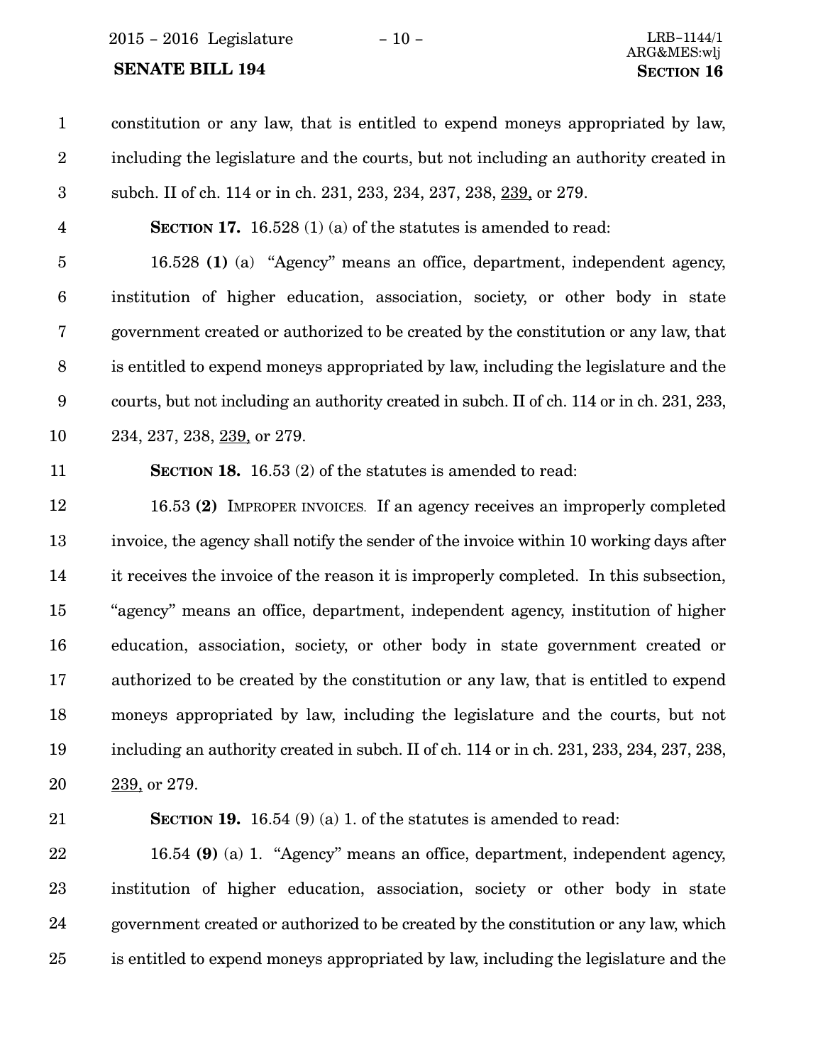constitution or any law, that is entitled to expend moneys appropriated by law, including the legislature and the courts, but not including an authority created in subch. II of ch. 114 or in ch. 231, 233, 234, 237, 238, 239, or 279.

**SECTION 17.** 16.528 (1) (a) of the statutes is amended to read:

16.528 **(1)** (a) "Agency" means an office, department, independent agency, institution of higher education, association, society, or other body in state government created or authorized to be created by the constitution or any law, that is entitled to expend moneys appropriated by law, including the legislature and the courts, but not including an authority created in subch. II of ch. 114 or in ch. 231, 233, 234, 237, 238, 239, or 279.

**SECTION 18.** 16.53 (2) of the statutes is amended to read:

16.53 **(2)** IMPROPER INVOICES. If an agency receives an improperly completed invoice, the agency shall notify the sender of the invoice within 10 working days after it receives the invoice of the reason it is improperly completed. In this subsection, "agency" means an office, department, independent agency, institution of higher education, association, society, or other body in state government created or authorized to be created by the constitution or any law, that is entitled to expend moneys appropriated by law, including the legislature and the courts, but not including an authority created in subch. II of ch. 114 or in ch. 231, 233, 234, 237, 238, 239, or 279.

**SECTION 19.** 16.54 (9) (a) 1. of the statutes is amended to read:

16.54 **(9)** (a) 1. "Agency" means an office, department, independent agency, institution of higher education, association, society or other body in state government created or authorized to be created by the constitution or any law, which is entitled to expend moneys appropriated by law, including the legislature and the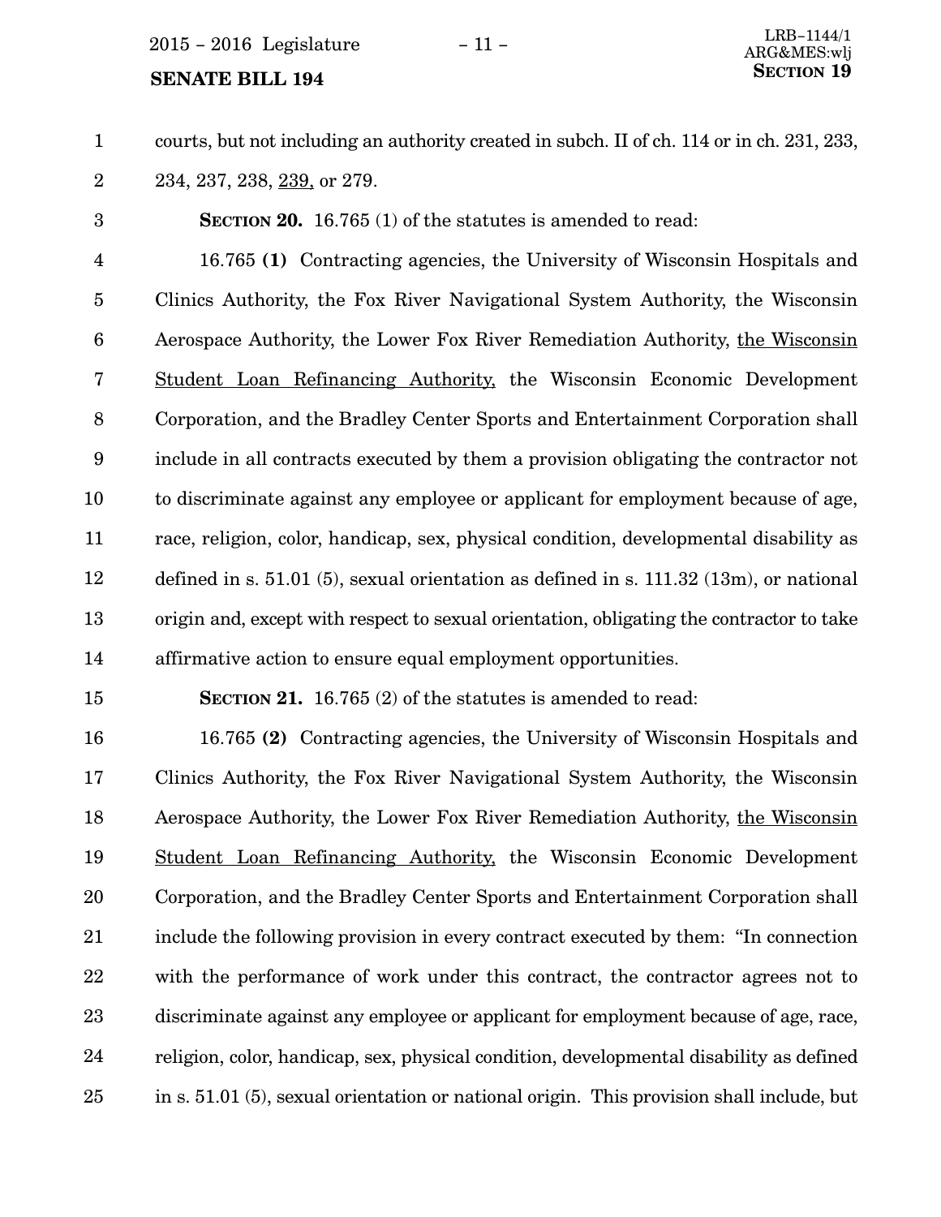courts, but not including an authority created in subch. II of ch. 114 or in ch. 231, 233, 234, 237, 238, 239, or 279.

**SECTION 20.** 16.765 (1) of the statutes is amended to read:

16.765 **(1)** Contracting agencies, the University of Wisconsin Hospitals and Clinics Authority, the Fox River Navigational System Authority, the Wisconsin Aerospace Authority, the Lower Fox River Remediation Authority, the Wisconsin Student Loan Refinancing Authority, the Wisconsin Economic Development Corporation, and the Bradley Center Sports and Entertainment Corporation shall include in all contracts executed by them a provision obligating the contractor not to discriminate against any employee or applicant for employment because of age, race, religion, color, handicap, sex, physical condition, developmental disability as defined in s. 51.01 (5), sexual orientation as defined in s. 111.32 (13m), or national origin and, except with respect to sexual orientation, obligating the contractor to take affirmative action to ensure equal employment opportunities.

**SECTION 21.** 16.765 (2) of the statutes is amended to read:

16.765 **(2)** Contracting agencies, the University of Wisconsin Hospitals and Clinics Authority, the Fox River Navigational System Authority, the Wisconsin Aerospace Authority, the Lower Fox River Remediation Authority, the Wisconsin Student Loan Refinancing Authority, the Wisconsin Economic Development Corporation, and the Bradley Center Sports and Entertainment Corporation shall include the following provision in every contract executed by them: "In connection with the performance of work under this contract, the contractor agrees not to discriminate against any employee or applicant for employment because of age, race, religion, color, handicap, sex, physical condition, developmental disability as defined in s. 51.01 (5), sexual orientation or national origin. This provision shall include, but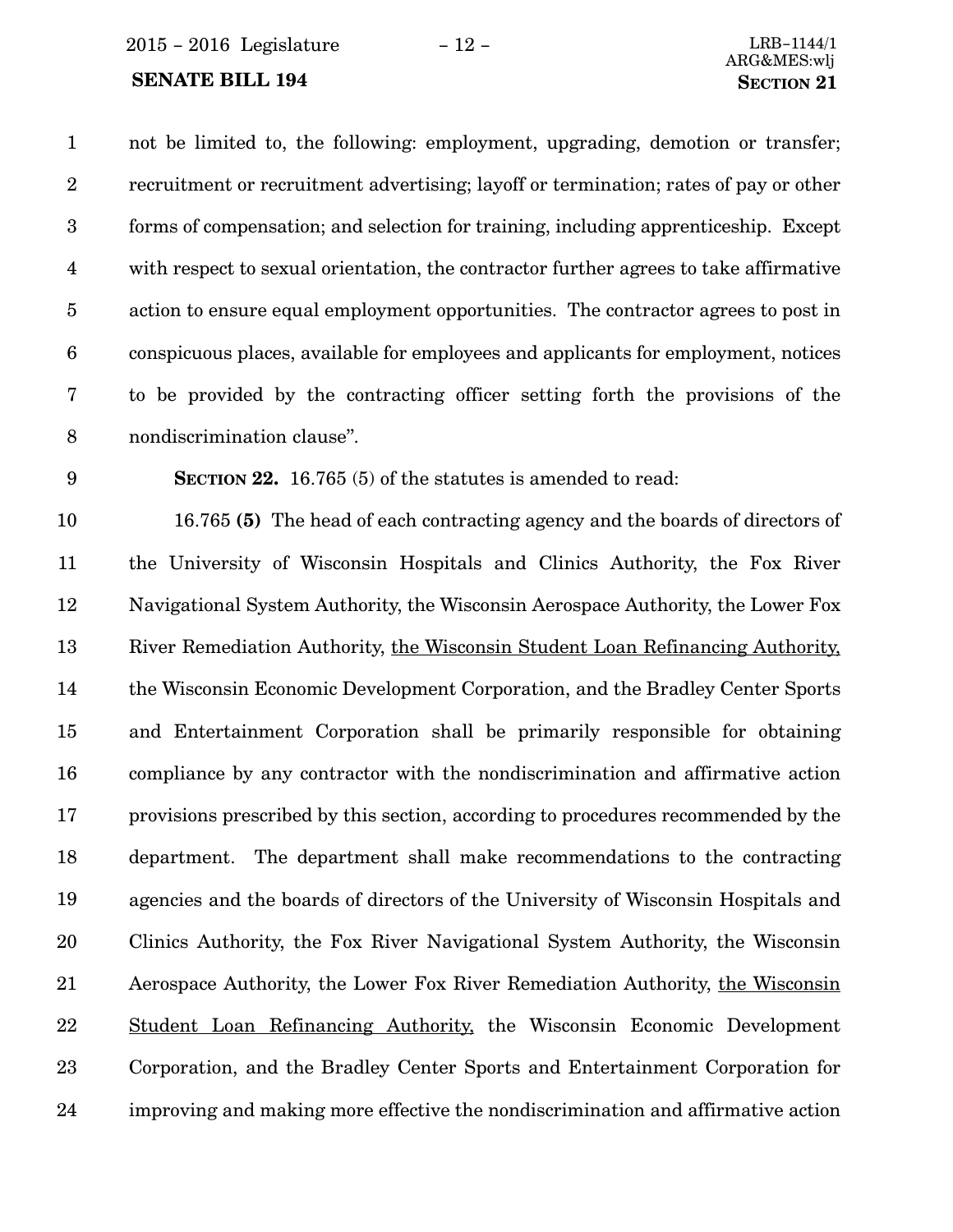not be limited to, the following: employment, upgrading, demotion or transfer; recruitment or recruitment advertising; layoff or termination; rates of pay or other forms of compensation; and selection for training, including apprenticeship. Except with respect to sexual orientation, the contractor further agrees to take affirmative action to ensure equal employment opportunities. The contractor agrees to post in conspicuous places, available for employees and applicants for employment, notices to be provided by the contracting officer setting forth the provisions of the nondiscrimination clause".

**SECTION 22.** 16.765 (5) of the statutes is amended to read:

16.765 **(5)** The head of each contracting agency and the boards of directors of the University of Wisconsin Hospitals and Clinics Authority, the Fox River Navigational System Authority, the Wisconsin Aerospace Authority, the Lower Fox River Remediation Authority, <u>the Wisconsin Student Loan Refinancing Authority,</u> the Wisconsin Economic Development Corporation, and the Bradley Center Sports and Entertainment Corporation shall be primarily responsible for obtaining compliance by any contractor with the nondiscrimination and affirmative action provisions prescribed by this section, according to procedures recommended by the department. The department shall make recommendations to the contracting agencies and the boards of directors of the University of Wisconsin Hospitals and Clinics Authority, the Fox River Navigational System Authority, the Wisconsin Aerospace Authority, the Lower Fox River Remediation Authority, <u>the Wisconsin Student Loan Refinancing Authority,</u> the Wisconsin Economic Development Corporation, and the Bradley Center Sports and Entertainment Corporation for improving and making more effective the nondiscrimination and affirmative action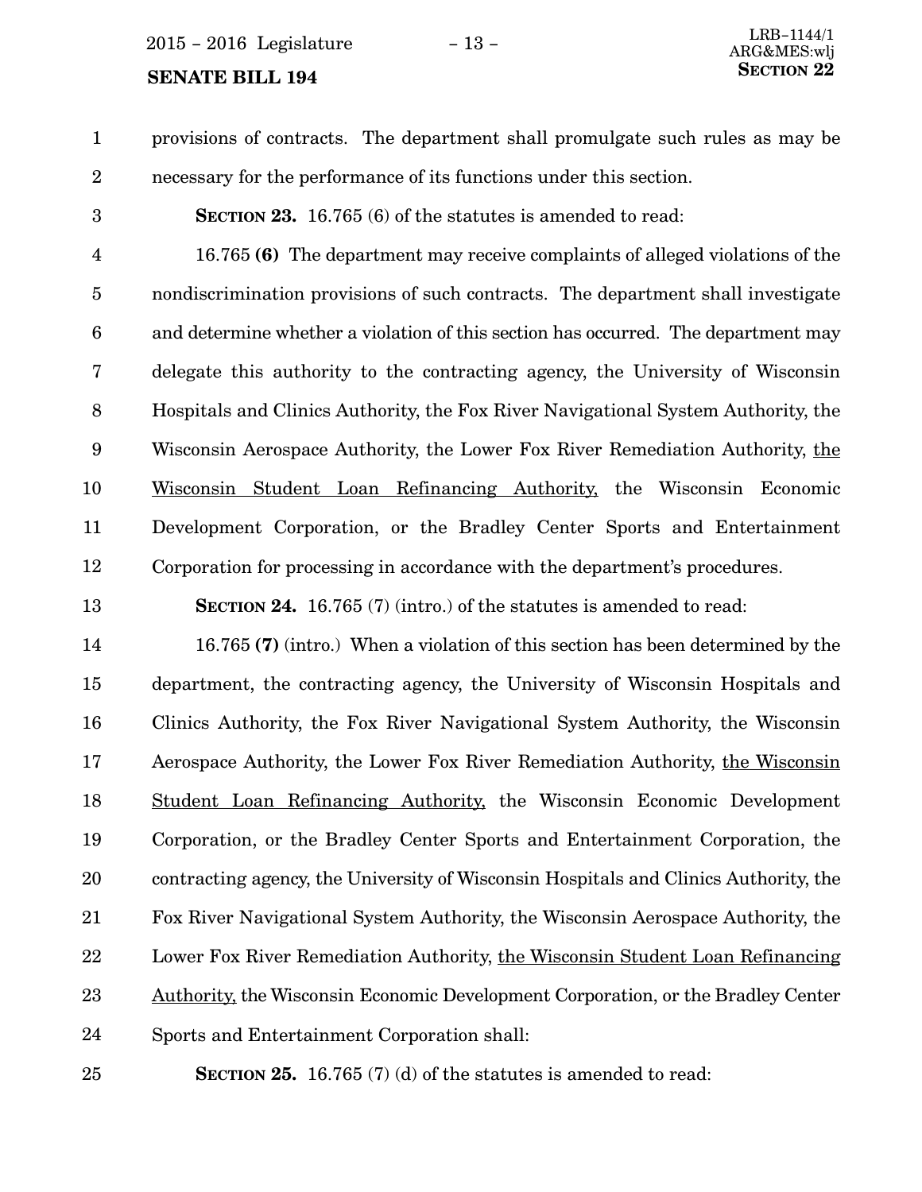provisions of contracts. The department shall promulgate such rules as may be necessary for the performance of its functions under this section.

**SECTION 23.** 16.765 (6) of the statutes is amended to read:

16.765 **(6)** The department may receive complaints of alleged violations of the nondiscrimination provisions of such contracts. The department shall investigate and determine whether a violation of this section has occurred. The department may delegate this authority to the contracting agency, the University of Wisconsin Hospitals and Clinics Authority, the Fox River Navigational System Authority, the Wisconsin Aerospace Authority, the Lower Fox River Remediation Authority, <u>the Wisconsin Student Loan Refinancing Authority,</u> the Wisconsin Economic Development Corporation, or the Bradley Center Sports and Entertainment Corporation for processing in accordance with the department's procedures.

**SECTION 24.** 16.765 (7) (intro.) of the statutes is amended to read:

16.765 **(7)** (intro.) When a violation of this section has been determined by the department, the contracting agency, the University of Wisconsin Hospitals and Clinics Authority, the Fox River Navigational System Authority, the Wisconsin Aerospace Authority, the Lower Fox River Remediation Authority, <u>the Wisconsin Student Loan Refinancing Authority,</u> the Wisconsin Economic Development Corporation, or the Bradley Center Sports and Entertainment Corporation, the contracting agency, the University of Wisconsin Hospitals and Clinics Authority, the Fox River Navigational System Authority, the Wisconsin Aerospace Authority, the Lower Fox River Remediation Authority, <u>the Wisconsin Student Loan Refinancing Authority,</u> the Wisconsin Economic Development Corporation, or the Bradley Center Sports and Entertainment Corporation shall:

**SECTION 25.** 16.765 (7) (d) of the statutes is amended to read: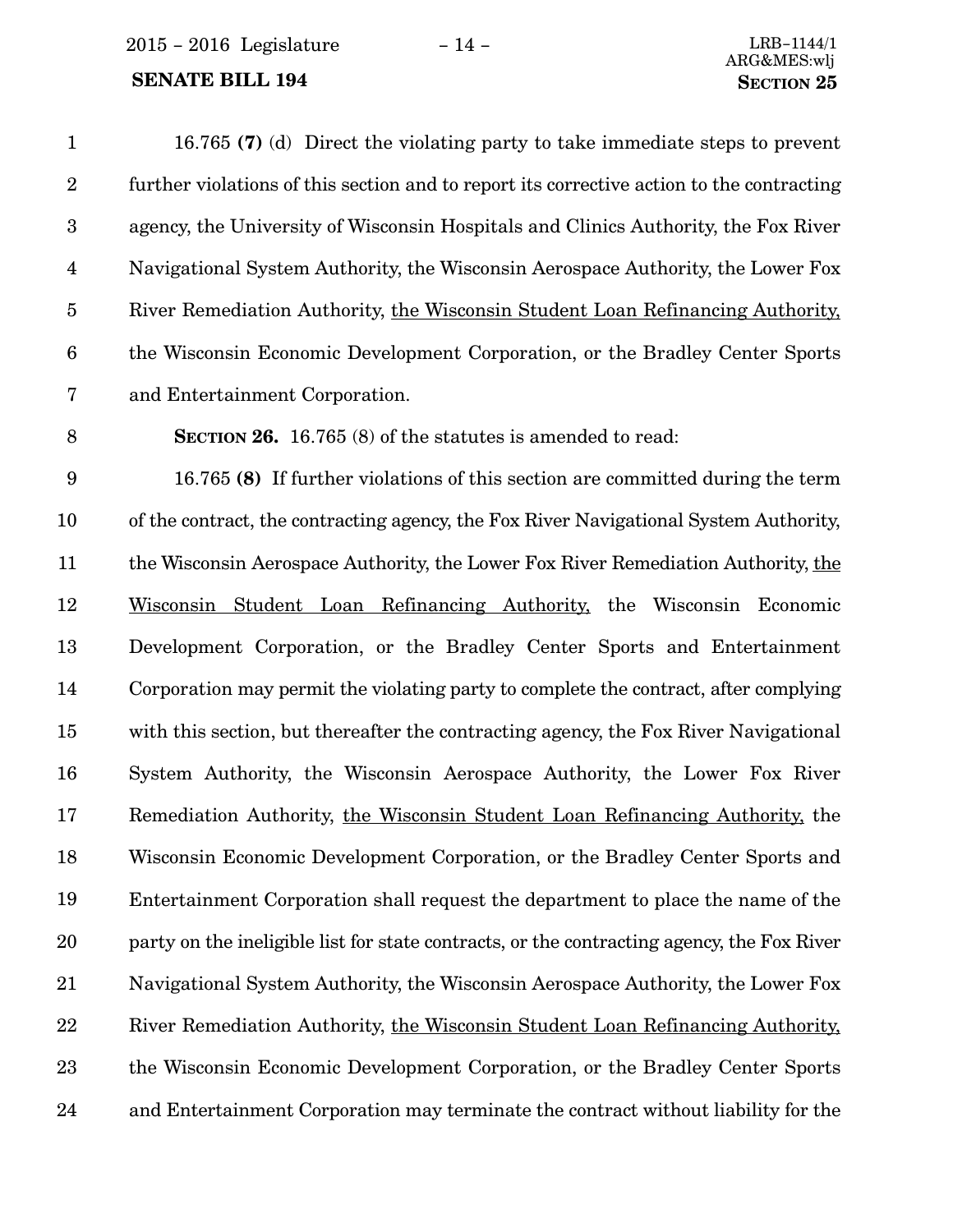16.765 **(7)** (d) Direct the violating party to take immediate steps to prevent further violations of this section and to report its corrective action to the contracting agency, the University of Wisconsin Hospitals and Clinics Authority, the Fox River Navigational System Authority, the Wisconsin Aerospace Authority, the Lower Fox River Remediation Authority, <u>the Wisconsin Student Loan Refinancing Authority,</u> the Wisconsin Economic Development Corporation, or the Bradley Center Sports and Entertainment Corporation.

**SECTION 26.** 16.765 (8) of the statutes is amended to read:

16.765 **(8)** If further violations of this section are committed during the term of the contract, the contracting agency, the Fox River Navigational System Authority, the Wisconsin Aerospace Authority, the Lower Fox River Remediation Authority, <u>the Wisconsin Student Loan Refinancing Authority,</u> the Wisconsin Economic Development Corporation, or the Bradley Center Sports and Entertainment Corporation may permit the violating party to complete the contract, after complying with this section, but thereafter the contracting agency, the Fox River Navigational System Authority, the Wisconsin Aerospace Authority, the Lower Fox River Remediation Authority, <u>the Wisconsin Student Loan Refinancing Authority,</u> the Wisconsin Economic Development Corporation, or the Bradley Center Sports and Entertainment Corporation shall request the department to place the name of the party on the ineligible list for state contracts, or the contracting agency, the Fox River Navigational System Authority, the Wisconsin Aerospace Authority, the Lower Fox River Remediation Authority, <u>the Wisconsin Student Loan Refinancing Authority,</u> the Wisconsin Economic Development Corporation, or the Bradley Center Sports and Entertainment Corporation may terminate the contract without liability for the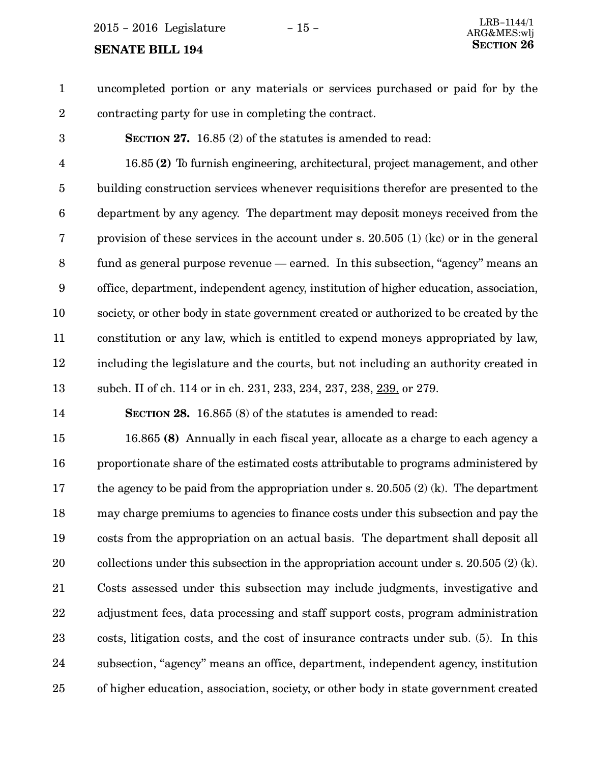uncompleted portion or any materials or services purchased or paid for by the contracting party for use in completing the contract.

**SECTION 27.** 16.85 (2) of the statutes is amended to read:

16.85 **(2)** To furnish engineering, architectural, project management, and other building construction services whenever requisitions therefor are presented to the department by any agency. The department may deposit moneys received from the provision of these services in the account under s. 20.505 (1) (kc) or in the general fund as general purpose revenue — earned. In this subsection, "agency" means an office, department, independent agency, institution of higher education, association, society, or other body in state government created or authorized to be created by the constitution or any law, which is entitled to expend moneys appropriated by law, including the legislature and the courts, but not including an authority created in subch. II of ch. 114 or in ch. 231, 233, 234, 237, 238, <u>239,</u> or 279.

**SECTION 28.** 16.865 (8) of the statutes is amended to read:

16.865 **(8)** Annually in each fiscal year, allocate as a charge to each agency a proportionate share of the estimated costs attributable to programs administered by the agency to be paid from the appropriation under s. 20.505 (2) (k). The department may charge premiums to agencies to finance costs under this subsection and pay the costs from the appropriation on an actual basis. The department shall deposit all collections under this subsection in the appropriation account under s. 20.505 (2) (k). Costs assessed under this subsection may include judgments, investigative and adjustment fees, data processing and staff support costs, program administration costs, litigation costs, and the cost of insurance contracts under sub. (5). In this subsection, "agency" means an office, department, independent agency, institution of higher education, association, society, or other body in state government created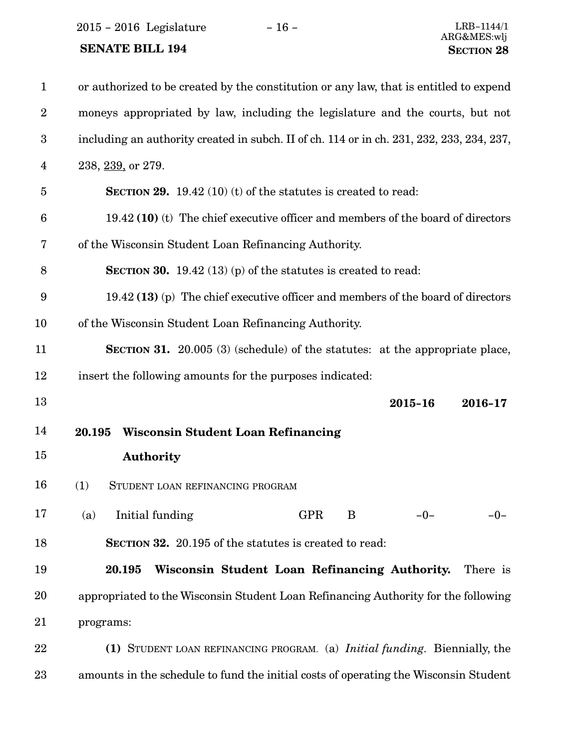or authorized to be created by the constitution or any law, that is entitled to expend moneys appropriated by law, including the legislature and the courts, but not including an authority created in subch. II of ch. 114 or in ch. 231, 232, 233, 234, 237, 238, 239, or 279.

**SECTION 29.** 19.42 (10) (t) of the statutes is created to read:

19.42 **(10)** (t) The chief executive officer and members of the board of directors of the Wisconsin Student Loan Refinancing Authority.

**SECTION 30.** 19.42 (13) (p) of the statutes is created to read:

19.42 **(13)** (p) The chief executive officer and members of the board of directors of the Wisconsin Student Loan Refinancing Authority.

**SECTION 31.** 20.005 (3) (schedule) of the statutes: at the appropriate place, insert the following amounts for the purposes indicated:

| | | | | | |
|---|---|---|---|---|---|
| | | | | **2015-16** | **2016-17** |
| **20.195** | **Wisconsin Student Loan Refinancing Authority** | | | | |
| (1) | STUDENT LOAN REFINANCING PROGRAM | | | | |
| (a) | Initial funding | GPR | B | -0- | -0- |

**SECTION 32.** 20.195 of the statutes is created to read:

**20.195 Wisconsin Student Loan Refinancing Authority.** There is appropriated to the Wisconsin Student Loan Refinancing Authority for the following programs:

**(1)** STUDENT LOAN REFINANCING PROGRAM. (a) *Initial funding*. Biennially, the amounts in the schedule to fund the initial costs of operating the Wisconsin Student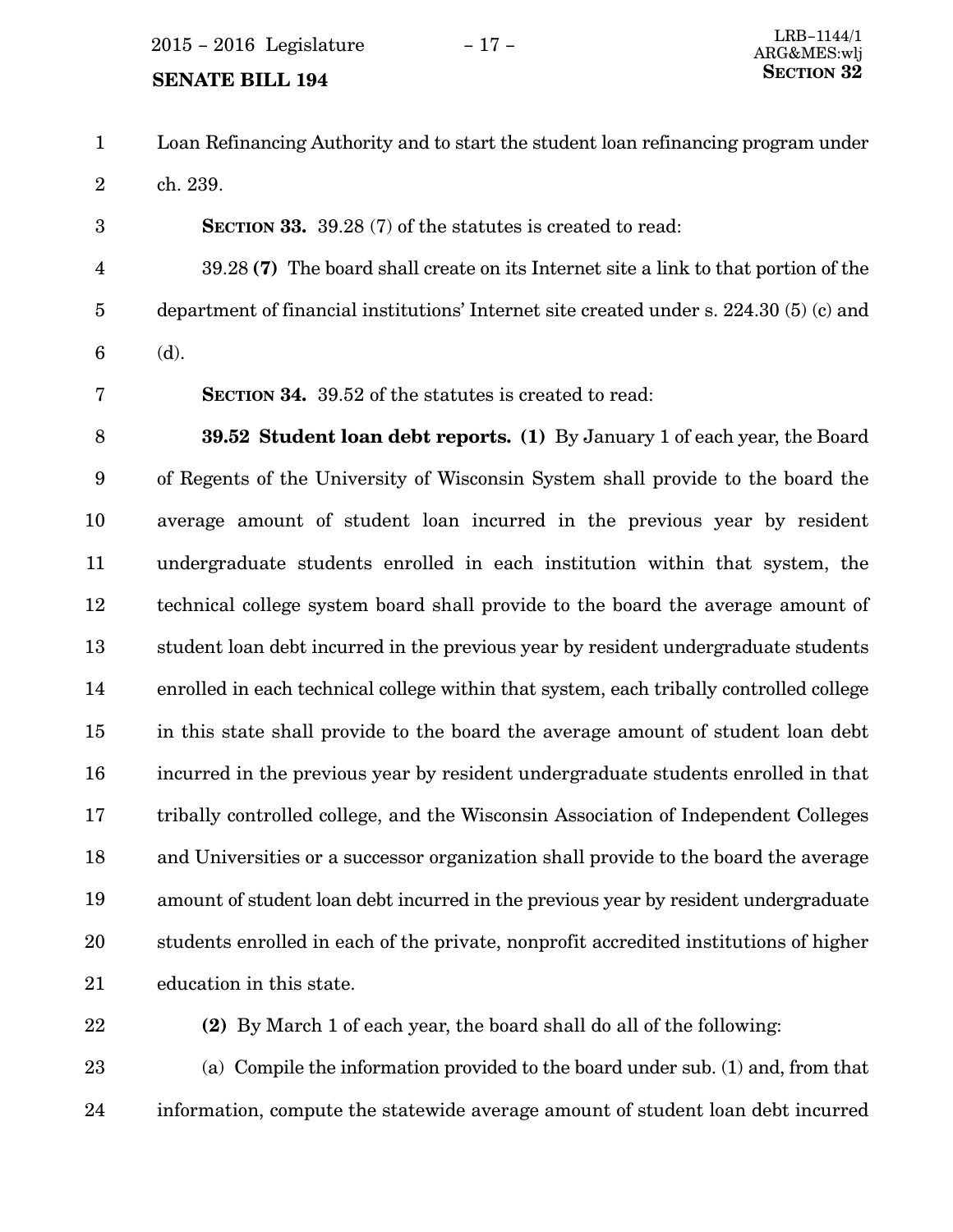Loan Refinancing Authority and to start the student loan refinancing program under ch. 239.

**SECTION 33.** 39.28 (7) of the statutes is created to read:

39.28 **(7)** The board shall create on its Internet site a link to that portion of the department of financial institutions' Internet site created under s. 224.30 (5) (c) and (d).

**SECTION 34.** 39.52 of the statutes is created to read:

**39.52 Student loan debt reports. (1)** By January 1 of each year, the Board of Regents of the University of Wisconsin System shall provide to the board the average amount of student loan incurred in the previous year by resident undergraduate students enrolled in each institution within that system, the technical college system board shall provide to the board the average amount of student loan debt incurred in the previous year by resident undergraduate students enrolled in each technical college within that system, each tribally controlled college in this state shall provide to the board the average amount of student loan debt incurred in the previous year by resident undergraduate students enrolled in that tribally controlled college, and the Wisconsin Association of Independent Colleges and Universities or a successor organization shall provide to the board the average amount of student loan debt incurred in the previous year by resident undergraduate students enrolled in each of the private, nonprofit accredited institutions of higher education in this state.

**(2)** By March 1 of each year, the board shall do all of the following:

(a) Compile the information provided to the board under sub. (1) and, from that information, compute the statewide average amount of student loan debt incurred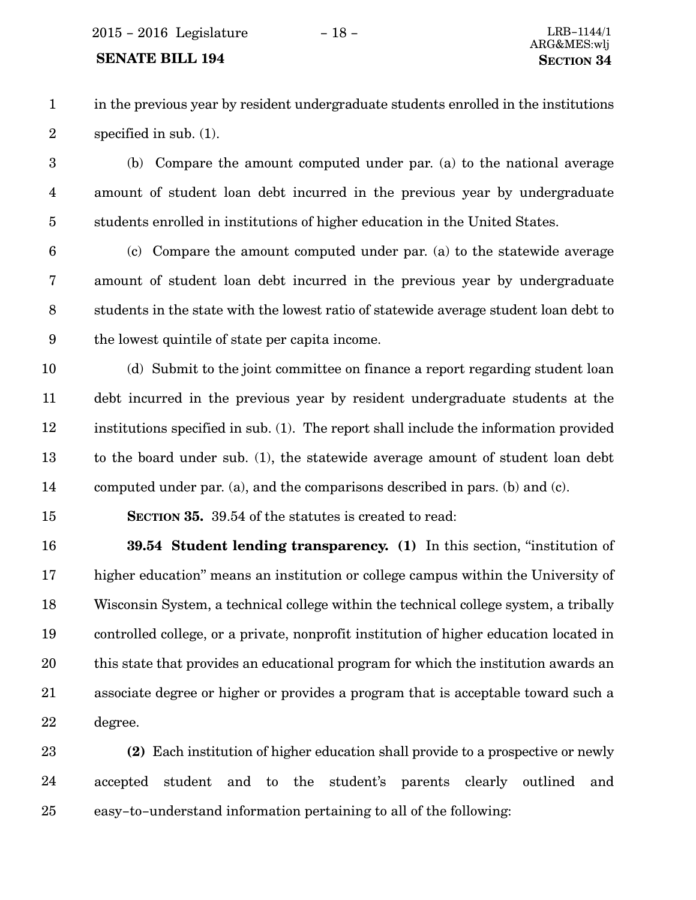in the previous year by resident undergraduate students enrolled in the institutions specified in sub. (1).

(b) Compare the amount computed under par. (a) to the national average amount of student loan debt incurred in the previous year by undergraduate students enrolled in institutions of higher education in the United States.

(c) Compare the amount computed under par. (a) to the statewide average amount of student loan debt incurred in the previous year by undergraduate students in the state with the lowest ratio of statewide average student loan debt to the lowest quintile of state per capita income.

(d) Submit to the joint committee on finance a report regarding student loan debt incurred in the previous year by resident undergraduate students at the institutions specified in sub. (1). The report shall include the information provided to the board under sub. (1), the statewide average amount of student loan debt computed under par. (a), and the comparisons described in pars. (b) and (c).

**SECTION 35.** 39.54 of the statutes is created to read:

**39.54 Student lending transparency. (1)** In this section, "institution of higher education" means an institution or college campus within the University of Wisconsin System, a technical college within the technical college system, a tribally controlled college, or a private, nonprofit institution of higher education located in this state that provides an educational program for which the institution awards an associate degree or higher or provides a program that is acceptable toward such a degree.

**(2)** Each institution of higher education shall provide to a prospective or newly accepted student and to the student's parents clearly outlined and easy-to-understand information pertaining to all of the following: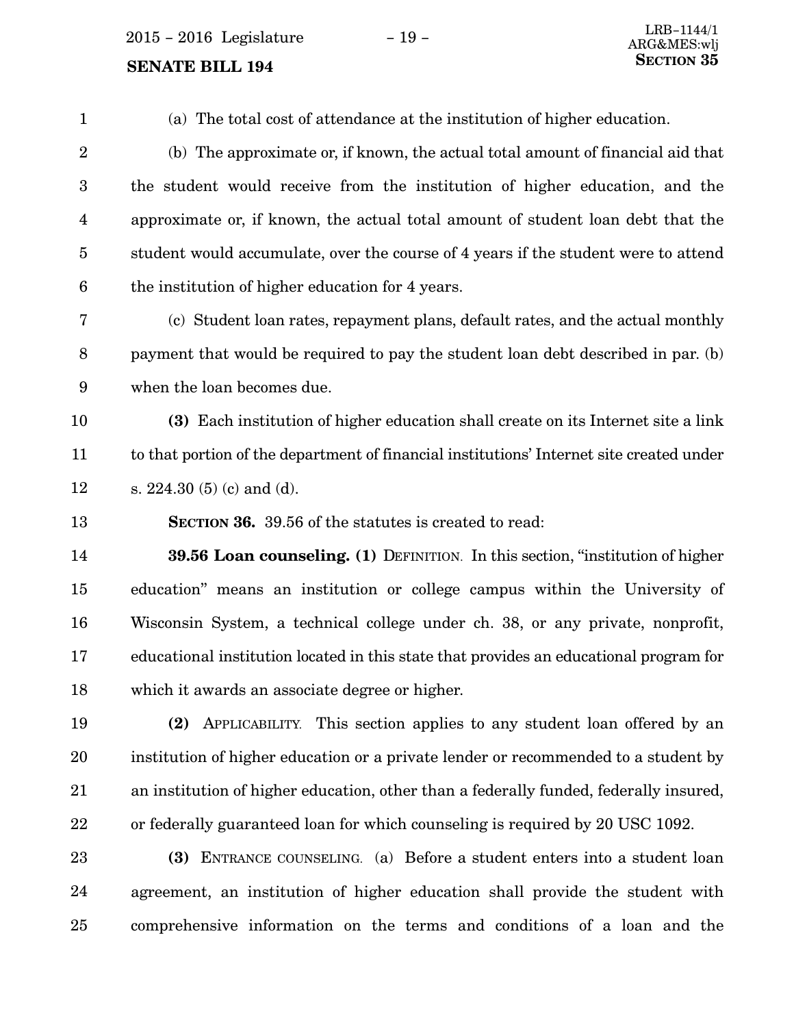(a) The total cost of attendance at the institution of higher education.

(b) The approximate or, if known, the actual total amount of financial aid that the student would receive from the institution of higher education, and the approximate or, if known, the actual total amount of student loan debt that the student would accumulate, over the course of 4 years if the student were to attend the institution of higher education for 4 years.

(c) Student loan rates, repayment plans, default rates, and the actual monthly payment that would be required to pay the student loan debt described in par. (b) when the loan becomes due.

**(3)** Each institution of higher education shall create on its Internet site a link to that portion of the department of financial institutions' Internet site created under s. 224.30 (5) (c) and (d).

**SECTION 36.** 39.56 of the statutes is created to read:

**39.56 Loan counseling. (1)** DEFINITION. In this section, "institution of higher education" means an institution or college campus within the University of Wisconsin System, a technical college under ch. 38, or any private, nonprofit, educational institution located in this state that provides an educational program for which it awards an associate degree or higher.

**(2)** APPLICABILITY. This section applies to any student loan offered by an institution of higher education or a private lender or recommended to a student by an institution of higher education, other than a federally funded, federally insured, or federally guaranteed loan for which counseling is required by 20 USC 1092.

**(3)** ENTRANCE COUNSELING. (a) Before a student enters into a student loan agreement, an institution of higher education shall provide the student with comprehensive information on the terms and conditions of a loan and the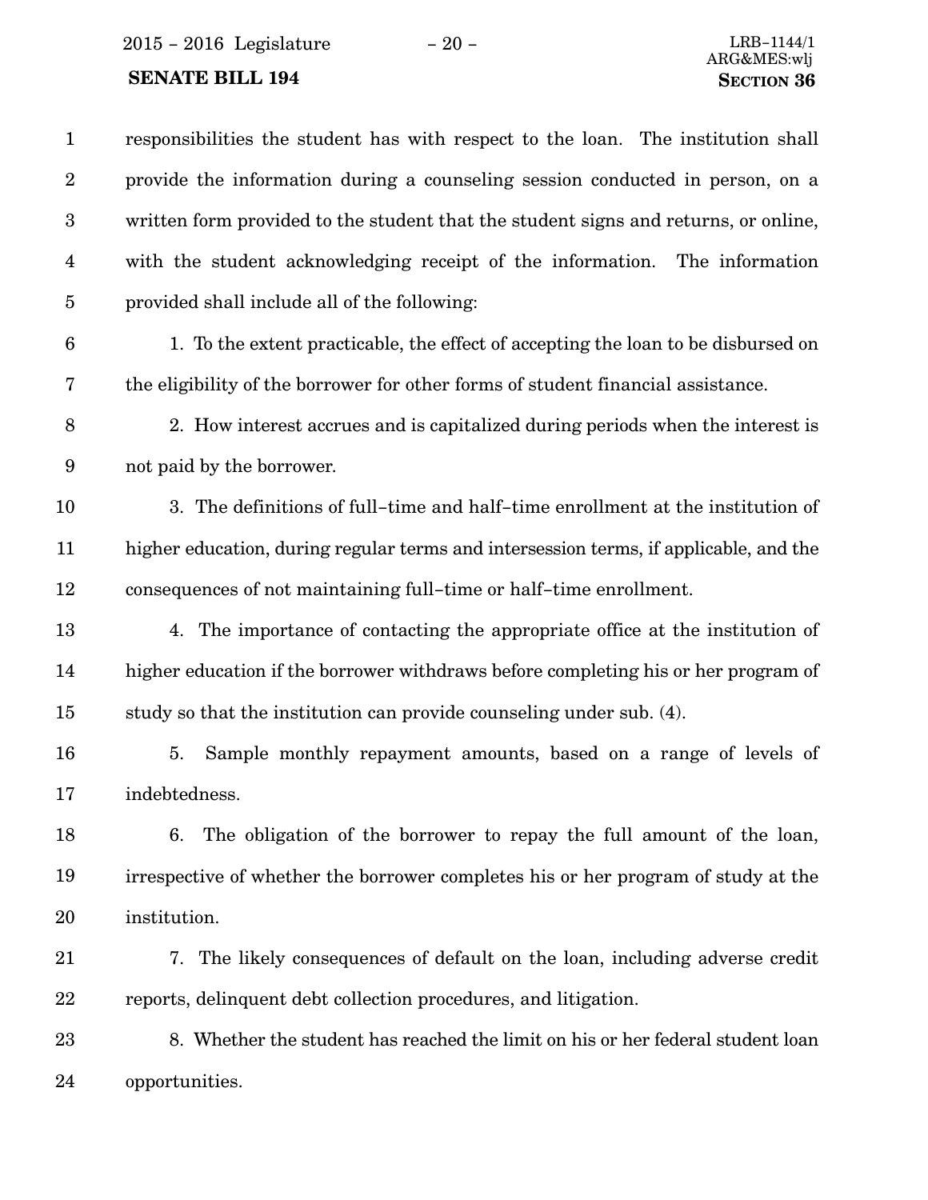responsibilities the student has with respect to the loan. The institution shall provide the information during a counseling session conducted in person, on a written form provided to the student that the student signs and returns, or online, with the student acknowledging receipt of the information. The information provided shall include all of the following:

1. To the extent practicable, the effect of accepting the loan to be disbursed on the eligibility of the borrower for other forms of student financial assistance.

2. How interest accrues and is capitalized during periods when the interest is not paid by the borrower.

3. The definitions of full-time and half-time enrollment at the institution of higher education, during regular terms and intersession terms, if applicable, and the consequences of not maintaining full-time or half-time enrollment.

4. The importance of contacting the appropriate office at the institution of higher education if the borrower withdraws before completing his or her program of study so that the institution can provide counseling under sub. (4).

5. Sample monthly repayment amounts, based on a range of levels of indebtedness.

6. The obligation of the borrower to repay the full amount of the loan, irrespective of whether the borrower completes his or her program of study at the institution.

7. The likely consequences of default on the loan, including adverse credit reports, delinquent debt collection procedures, and litigation.

8. Whether the student has reached the limit on his or her federal student loan opportunities.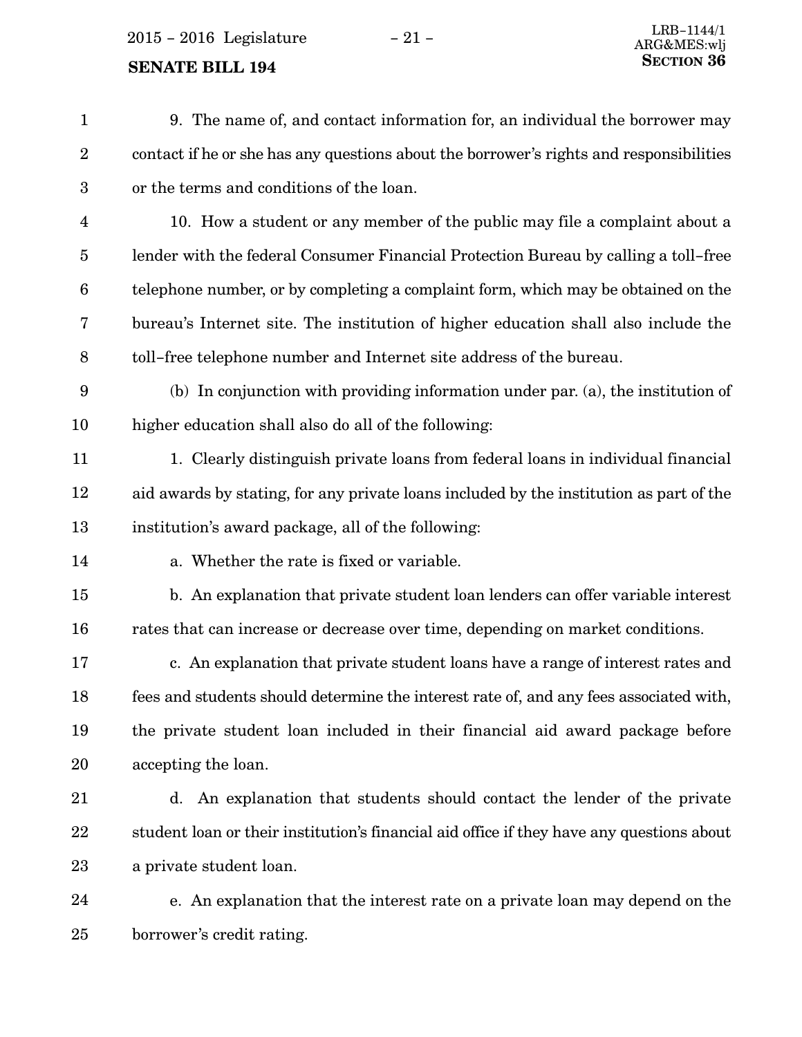9. The name of, and contact information for, an individual the borrower may contact if he or she has any questions about the borrower's rights and responsibilities or the terms and conditions of the loan.

10. How a student or any member of the public may file a complaint about a lender with the federal Consumer Financial Protection Bureau by calling a toll-free telephone number, or by completing a complaint form, which may be obtained on the bureau's Internet site. The institution of higher education shall also include the toll-free telephone number and Internet site address of the bureau.

(b) In conjunction with providing information under par. (a), the institution of higher education shall also do all of the following:

1. Clearly distinguish private loans from federal loans in individual financial aid awards by stating, for any private loans included by the institution as part of the institution's award package, all of the following:

a. Whether the rate is fixed or variable.

b. An explanation that private student loan lenders can offer variable interest rates that can increase or decrease over time, depending on market conditions.

c. An explanation that private student loans have a range of interest rates and fees and students should determine the interest rate of, and any fees associated with, the private student loan included in their financial aid award package before accepting the loan.

d. An explanation that students should contact the lender of the private student loan or their institution's financial aid office if they have any questions about a private student loan.

e. An explanation that the interest rate on a private loan may depend on the borrower's credit rating.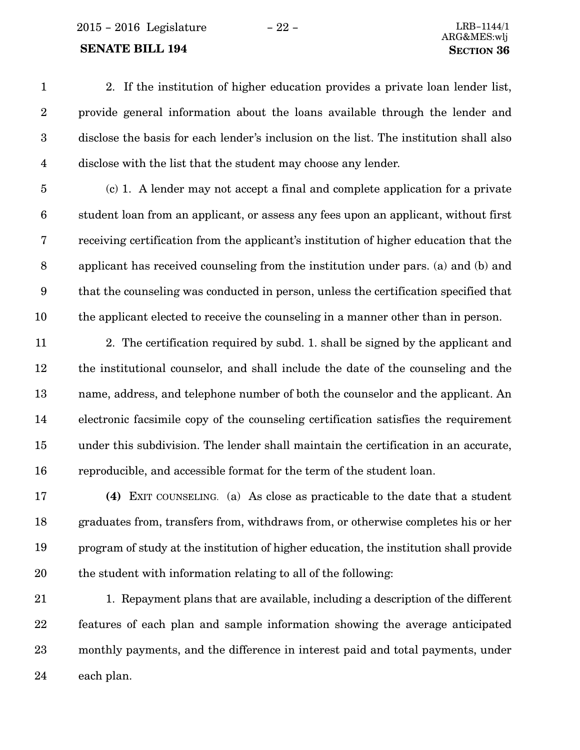2. If the institution of higher education provides a private loan lender list, provide general information about the loans available through the lender and disclose the basis for each lender's inclusion on the list. The institution shall also disclose with the list that the student may choose any lender.

(c) 1. A lender may not accept a final and complete application for a private student loan from an applicant, or assess any fees upon an applicant, without first receiving certification from the applicant's institution of higher education that the applicant has received counseling from the institution under pars. (a) and (b) and that the counseling was conducted in person, unless the certification specified that the applicant elected to receive the counseling in a manner other than in person.

2. The certification required by subd. 1. shall be signed by the applicant and the institutional counselor, and shall include the date of the counseling and the name, address, and telephone number of both the counselor and the applicant. An electronic facsimile copy of the counseling certification satisfies the requirement under this subdivision. The lender shall maintain the certification in an accurate, reproducible, and accessible format for the term of the student loan.

**(4)** EXIT COUNSELING. (a) As close as practicable to the date that a student graduates from, transfers from, withdraws from, or otherwise completes his or her program of study at the institution of higher education, the institution shall provide the student with information relating to all of the following:

1. Repayment plans that are available, including a description of the different features of each plan and sample information showing the average anticipated monthly payments, and the difference in interest paid and total payments, under each plan.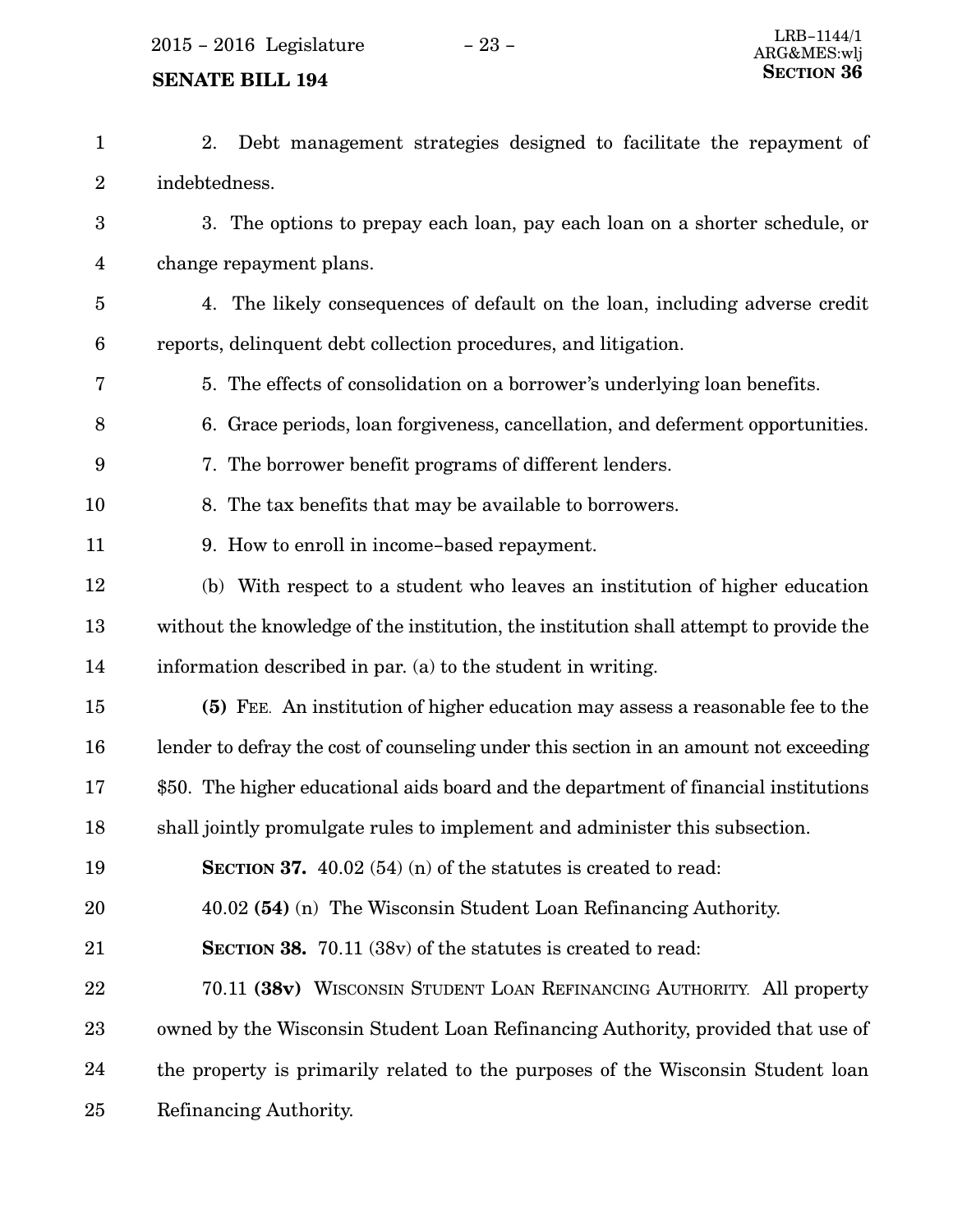2. Debt management strategies designed to facilitate the repayment of indebtedness.

3. The options to prepay each loan, pay each loan on a shorter schedule, or change repayment plans.

4. The likely consequences of default on the loan, including adverse credit reports, delinquent debt collection procedures, and litigation.

5. The effects of consolidation on a borrower's underlying loan benefits.

6. Grace periods, loan forgiveness, cancellation, and deferment opportunities.

7. The borrower benefit programs of different lenders.

8. The tax benefits that may be available to borrowers.

9. How to enroll in income-based repayment.

(b) With respect to a student who leaves an institution of higher education without the knowledge of the institution, the institution shall attempt to provide the information described in par. (a) to the student in writing.

**(5)** FEE. An institution of higher education may assess a reasonable fee to the lender to defray the cost of counseling under this section in an amount not exceeding $50. The higher educational aids board and the department of financial institutions shall jointly promulgate rules to implement and administer this subsection.

**SECTION 37.** 40.02 (54) (n) of the statutes is created to read:

40.02 **(54)** (n) The Wisconsin Student Loan Refinancing Authority.

**SECTION 38.** 70.11 (38v) of the statutes is created to read:

70.11 **(38v)** WISCONSIN STUDENT LOAN REFINANCING AUTHORITY. All property owned by the Wisconsin Student Loan Refinancing Authority, provided that use of the property is primarily related to the purposes of the Wisconsin Student loan Refinancing Authority.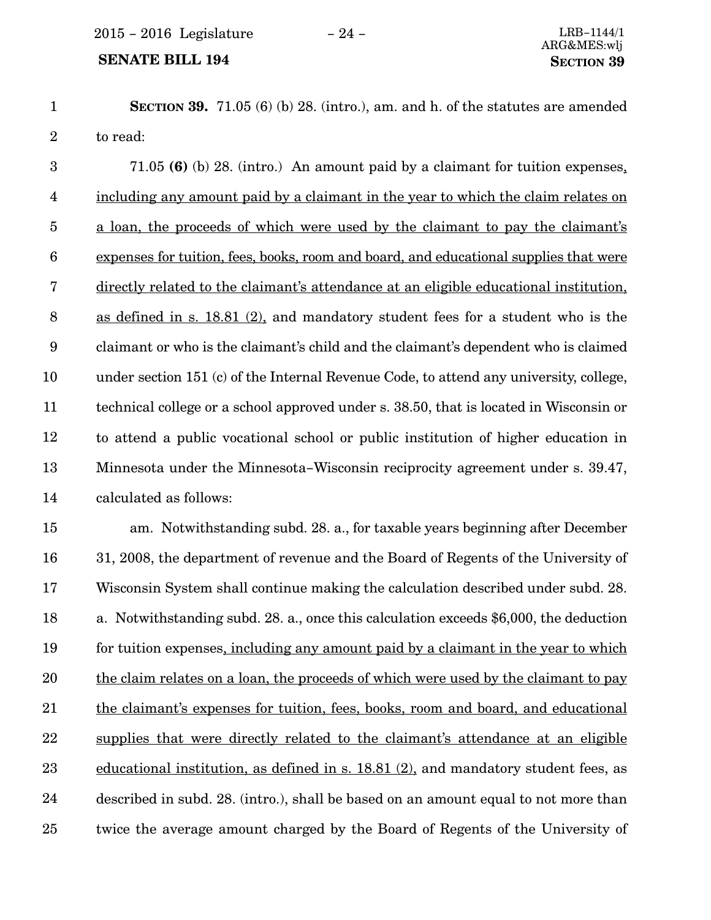**SECTION 39.** 71.05 (6) (b) 28. (intro.), am. and h. of the statutes are amended to read:

71.05 **(6)** (b) 28. (intro.) An amount paid by a claimant for tuition expenses, including any amount paid by a claimant in the year to which the claim relates on a loan, the proceeds of which were used by the claimant to pay the claimant's expenses for tuition, fees, books, room and board, and educational supplies that were directly related to the claimant's attendance at an eligible educational institution, as defined in s. 18.81 (2), and mandatory student fees for a student who is the claimant or who is the claimant's child and the claimant's dependent who is claimed under section 151 (c) of the Internal Revenue Code, to attend any university, college, technical college or a school approved under s. 38.50, that is located in Wisconsin or to attend a public vocational school or public institution of higher education in Minnesota under the Minnesota–Wisconsin reciprocity agreement under s. 39.47, calculated as follows:

am. Notwithstanding subd. 28. a., for taxable years beginning after December 31, 2008, the department of revenue and the Board of Regents of the University of Wisconsin System shall continue making the calculation described under subd. 28. a. Notwithstanding subd. 28. a., once this calculation exceeds $6,000, the deduction for tuition expenses, including any amount paid by a claimant in the year to which the claim relates on a loan, the proceeds of which were used by the claimant to pay the claimant's expenses for tuition, fees, books, room and board, and educational supplies that were directly related to the claimant's attendance at an eligible educational institution, as defined in s. 18.81 (2), and mandatory student fees, as described in subd. 28. (intro.), shall be based on an amount equal to not more than twice the average amount charged by the Board of Regents of the University of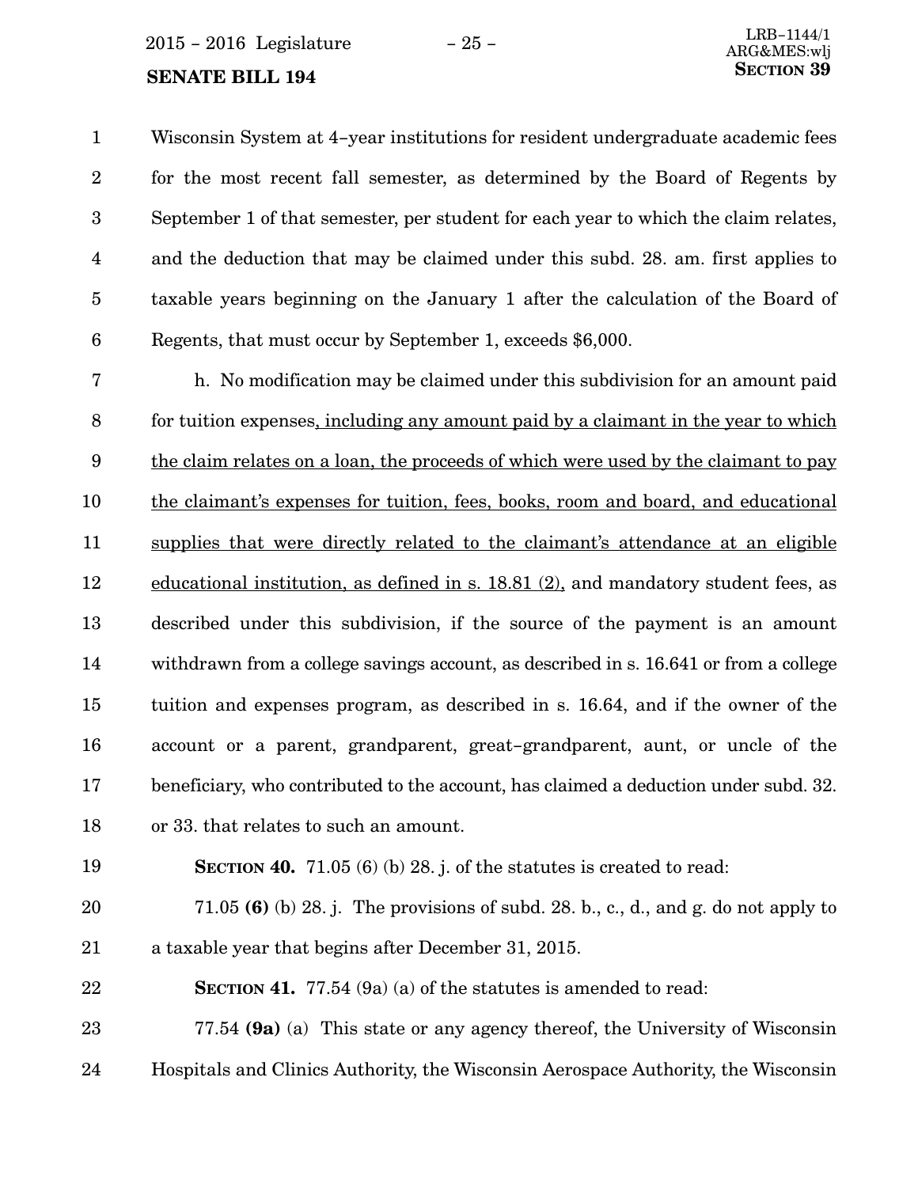Wisconsin System at 4-year institutions for resident undergraduate academic fees for the most recent fall semester, as determined by the Board of Regents by September 1 of that semester, per student for each year to which the claim relates, and the deduction that may be claimed under this subd. 28. am. first applies to taxable years beginning on the January 1 after the calculation of the Board of Regents, that must occur by September 1, exceeds $6,000.

h. No modification may be claimed under this subdivision for an amount paid for tuition expenses, including any amount paid by a claimant in the year to which the claim relates on a loan, the proceeds of which were used by the claimant to pay the claimant's expenses for tuition, fees, books, room and board, and educational supplies that were directly related to the claimant's attendance at an eligible educational institution, as defined in s. 18.81 (2), and mandatory student fees, as described under this subdivision, if the source of the payment is an amount withdrawn from a college savings account, as described in s. 16.641 or from a college tuition and expenses program, as described in s. 16.64, and if the owner of the account or a parent, grandparent, great-grandparent, aunt, or uncle of the beneficiary, who contributed to the account, has claimed a deduction under subd. 32. or 33. that relates to such an amount.

**SECTION 40.** 71.05 (6) (b) 28. j. of the statutes is created to read:

71.05 **(6)** (b) 28. j. The provisions of subd. 28. b., c., d., and g. do not apply to a taxable year that begins after December 31, 2015.

**SECTION 41.** 77.54 (9a) (a) of the statutes is amended to read:

77.54 **(9a)** (a) This state or any agency thereof, the University of Wisconsin Hospitals and Clinics Authority, the Wisconsin Aerospace Authority, the Wisconsin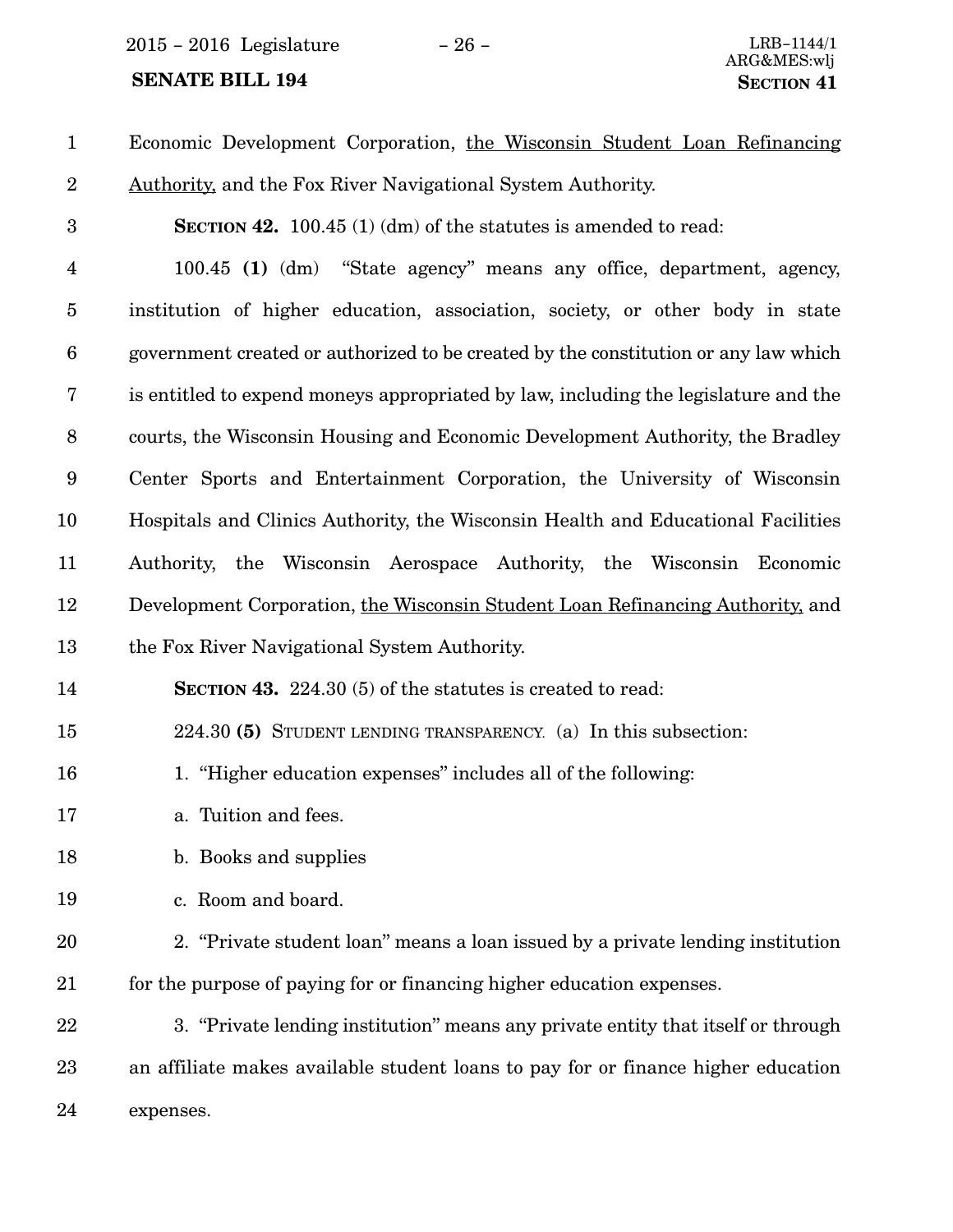Economic Development Corporation, the Wisconsin Student Loan Refinancing Authority, and the Fox River Navigational System Authority.

**SECTION 42.** 100.45 (1) (dm) of the statutes is amended to read:

100.45 **(1)** (dm) "State agency" means any office, department, agency, institution of higher education, association, society, or other body in state government created or authorized to be created by the constitution or any law which is entitled to expend moneys appropriated by law, including the legislature and the courts, the Wisconsin Housing and Economic Development Authority, the Bradley Center Sports and Entertainment Corporation, the University of Wisconsin Hospitals and Clinics Authority, the Wisconsin Health and Educational Facilities Authority, the Wisconsin Aerospace Authority, the Wisconsin Economic Development Corporation, the Wisconsin Student Loan Refinancing Authority, and the Fox River Navigational System Authority.

**SECTION 43.** 224.30 (5) of the statutes is created to read:

224.30 **(5)** STUDENT LENDING TRANSPARENCY. (a) In this subsection:

1. "Higher education expenses" includes all of the following:

a. Tuition and fees.

b. Books and supplies

c. Room and board.

2. "Private student loan" means a loan issued by a private lending institution for the purpose of paying for or financing higher education expenses.

3. "Private lending institution" means any private entity that itself or through an affiliate makes available student loans to pay for or finance higher education expenses.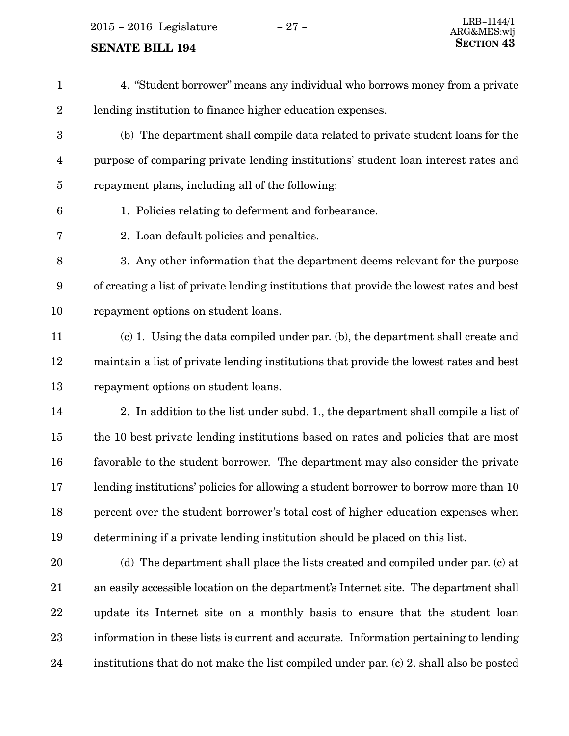4. "Student borrower" means any individual who borrows money from a private lending institution to finance higher education expenses.

(b) The department shall compile data related to private student loans for the purpose of comparing private lending institutions' student loan interest rates and repayment plans, including all of the following:

1. Policies relating to deferment and forbearance.

2. Loan default policies and penalties.

3. Any other information that the department deems relevant for the purpose of creating a list of private lending institutions that provide the lowest rates and best repayment options on student loans.

(c) 1. Using the data compiled under par. (b), the department shall create and maintain a list of private lending institutions that provide the lowest rates and best repayment options on student loans.

2. In addition to the list under subd. 1., the department shall compile a list of the 10 best private lending institutions based on rates and policies that are most favorable to the student borrower. The department may also consider the private lending institutions' policies for allowing a student borrower to borrow more than 10 percent over the student borrower's total cost of higher education expenses when determining if a private lending institution should be placed on this list.

(d) The department shall place the lists created and compiled under par. (c) at an easily accessible location on the department's Internet site. The department shall update its Internet site on a monthly basis to ensure that the student loan information in these lists is current and accurate. Information pertaining to lending institutions that do not make the list compiled under par. (c) 2. shall also be posted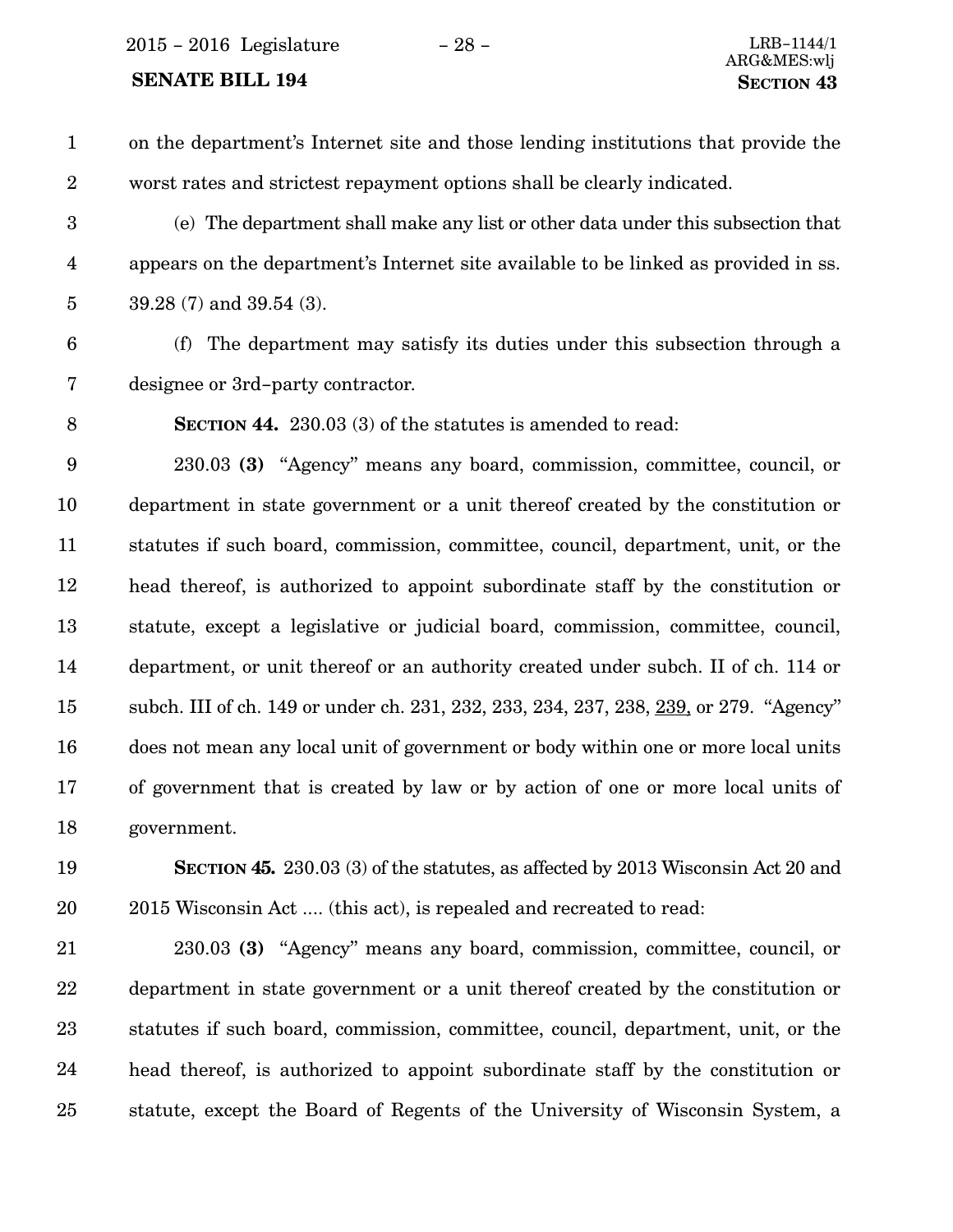on the department's Internet site and those lending institutions that provide the worst rates and strictest repayment options shall be clearly indicated.

(e) The department shall make any list or other data under this subsection that appears on the department's Internet site available to be linked as provided in ss. 39.28 (7) and 39.54 (3).

(f) The department may satisfy its duties under this subsection through a designee or 3rd-party contractor.

**SECTION 44.** 230.03 (3) of the statutes is amended to read:

230.03 **(3)** "Agency" means any board, commission, committee, council, or department in state government or a unit thereof created by the constitution or statutes if such board, commission, committee, council, department, unit, or the head thereof, is authorized to appoint subordinate staff by the constitution or statute, except a legislative or judicial board, commission, committee, council, department, or unit thereof or an authority created under subch. II of ch. 114 or subch. III of ch. 149 or under ch. 231, 232, 233, 234, 237, 238, 239, or 279. "Agency" does not mean any local unit of government or body within one or more local units of government that is created by law or by action of one or more local units of government.

**SECTION 45.** 230.03 (3) of the statutes, as affected by 2013 Wisconsin Act 20 and 2015 Wisconsin Act .... (this act), is repealed and recreated to read:

230.03 **(3)** "Agency" means any board, commission, committee, council, or department in state government or a unit thereof created by the constitution or statutes if such board, commission, committee, council, department, unit, or the head thereof, is authorized to appoint subordinate staff by the constitution or statute, except the Board of Regents of the University of Wisconsin System, a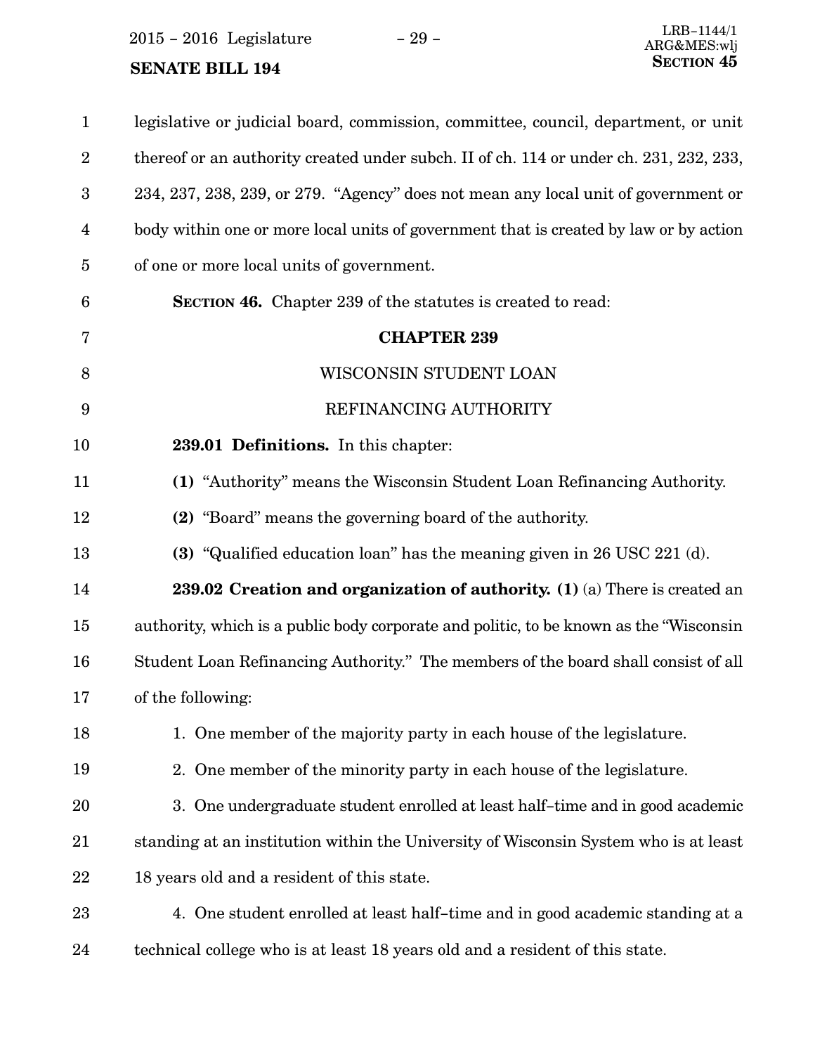legislative or judicial board, commission, committee, council, department, or unit thereof or an authority created under subch. II of ch. 114 or under ch. 231, 232, 233, 234, 237, 238, 239, or 279. "Agency" does not mean any local unit of government or body within one or more local units of government that is created by law or by action of one or more local units of government.

**SECTION 46.** Chapter 239 of the statutes is created to read:

**CHAPTER 239**

WISCONSIN STUDENT LOAN

REFINANCING AUTHORITY

**239.01 Definitions.** In this chapter:

**(1)** "Authority" means the Wisconsin Student Loan Refinancing Authority.

**(2)** "Board" means the governing board of the authority.

**(3)** "Qualified education loan" has the meaning given in 26 USC 221 (d).

**239.02 Creation and organization of authority. (1)** (a) There is created an authority, which is a public body corporate and politic, to be known as the "Wisconsin Student Loan Refinancing Authority." The members of the board shall consist of all of the following:

1. One member of the majority party in each house of the legislature.

2. One member of the minority party in each house of the legislature.

3. One undergraduate student enrolled at least half–time and in good academic standing at an institution within the University of Wisconsin System who is at least 18 years old and a resident of this state.

4. One student enrolled at least half–time and in good academic standing at a technical college who is at least 18 years old and a resident of this state.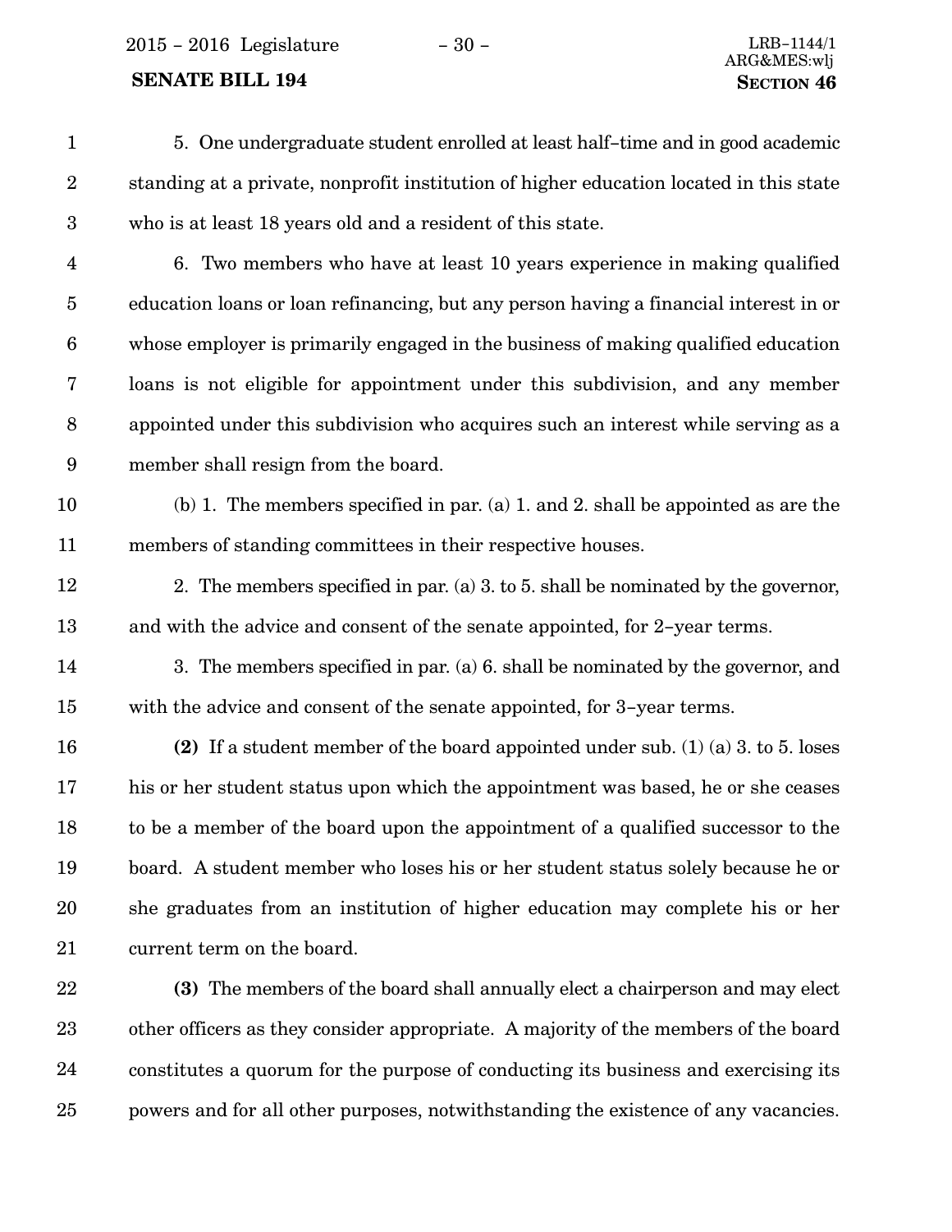5. One undergraduate student enrolled at least half-time and in good academic standing at a private, nonprofit institution of higher education located in this state who is at least 18 years old and a resident of this state.

6. Two members who have at least 10 years experience in making qualified education loans or loan refinancing, but any person having a financial interest in or whose employer is primarily engaged in the business of making qualified education loans is not eligible for appointment under this subdivision, and any member appointed under this subdivision who acquires such an interest while serving as a member shall resign from the board.

(b) 1. The members specified in par. (a) 1. and 2. shall be appointed as are the members of standing committees in their respective houses.

2. The members specified in par. (a) 3. to 5. shall be nominated by the governor, and with the advice and consent of the senate appointed, for 2-year terms.

3. The members specified in par. (a) 6. shall be nominated by the governor, and with the advice and consent of the senate appointed, for 3-year terms.

**(2)** If a student member of the board appointed under sub. (1) (a) 3. to 5. loses his or her student status upon which the appointment was based, he or she ceases to be a member of the board upon the appointment of a qualified successor to the board. A student member who loses his or her student status solely because he or she graduates from an institution of higher education may complete his or her current term on the board.

**(3)** The members of the board shall annually elect a chairperson and may elect other officers as they consider appropriate. A majority of the members of the board constitutes a quorum for the purpose of conducting its business and exercising its powers and for all other purposes, notwithstanding the existence of any vacancies.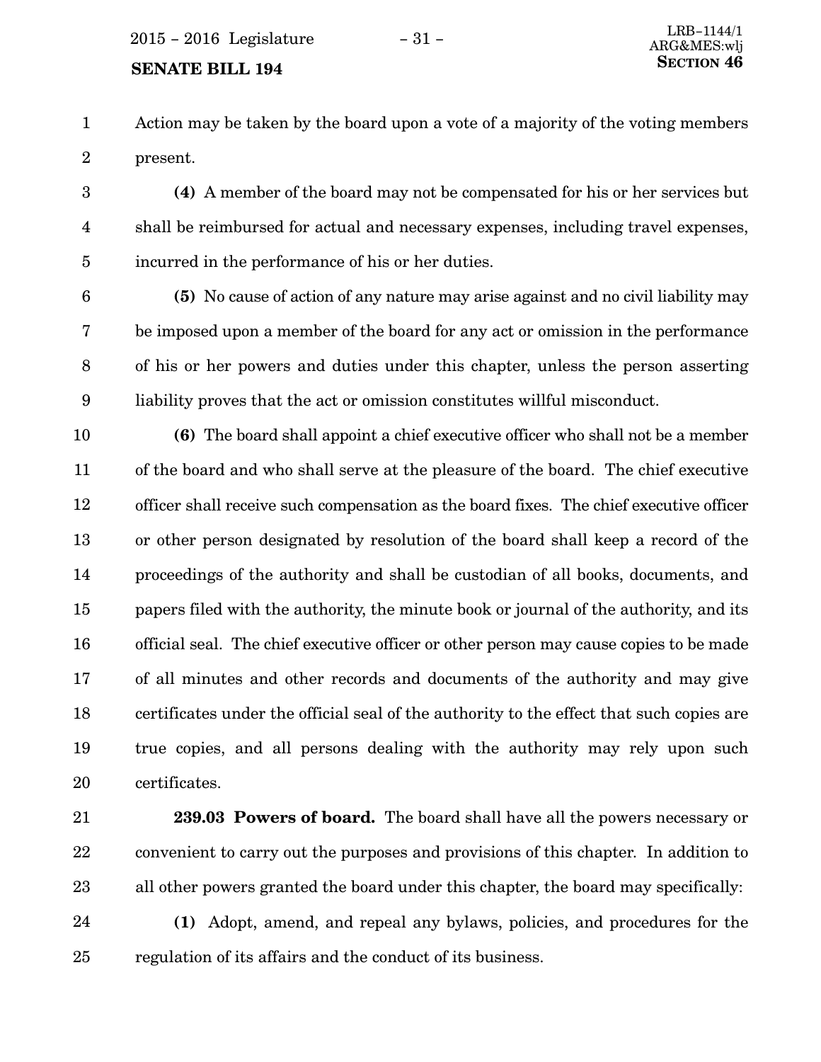Action may be taken by the board upon a vote of a majority of the voting members present.

**(4)** A member of the board may not be compensated for his or her services but shall be reimbursed for actual and necessary expenses, including travel expenses, incurred in the performance of his or her duties.

**(5)** No cause of action of any nature may arise against and no civil liability may be imposed upon a member of the board for any act or omission in the performance of his or her powers and duties under this chapter, unless the person asserting liability proves that the act or omission constitutes willful misconduct.

**(6)** The board shall appoint a chief executive officer who shall not be a member of the board and who shall serve at the pleasure of the board. The chief executive officer shall receive such compensation as the board fixes. The chief executive officer or other person designated by resolution of the board shall keep a record of the proceedings of the authority and shall be custodian of all books, documents, and papers filed with the authority, the minute book or journal of the authority, and its official seal. The chief executive officer or other person may cause copies to be made of all minutes and other records and documents of the authority and may give certificates under the official seal of the authority to the effect that such copies are true copies, and all persons dealing with the authority may rely upon such certificates.

**239.03 Powers of board.** The board shall have all the powers necessary or convenient to carry out the purposes and provisions of this chapter. In addition to all other powers granted the board under this chapter, the board may specifically:

**(1)** Adopt, amend, and repeal any bylaws, policies, and procedures for the regulation of its affairs and the conduct of its business.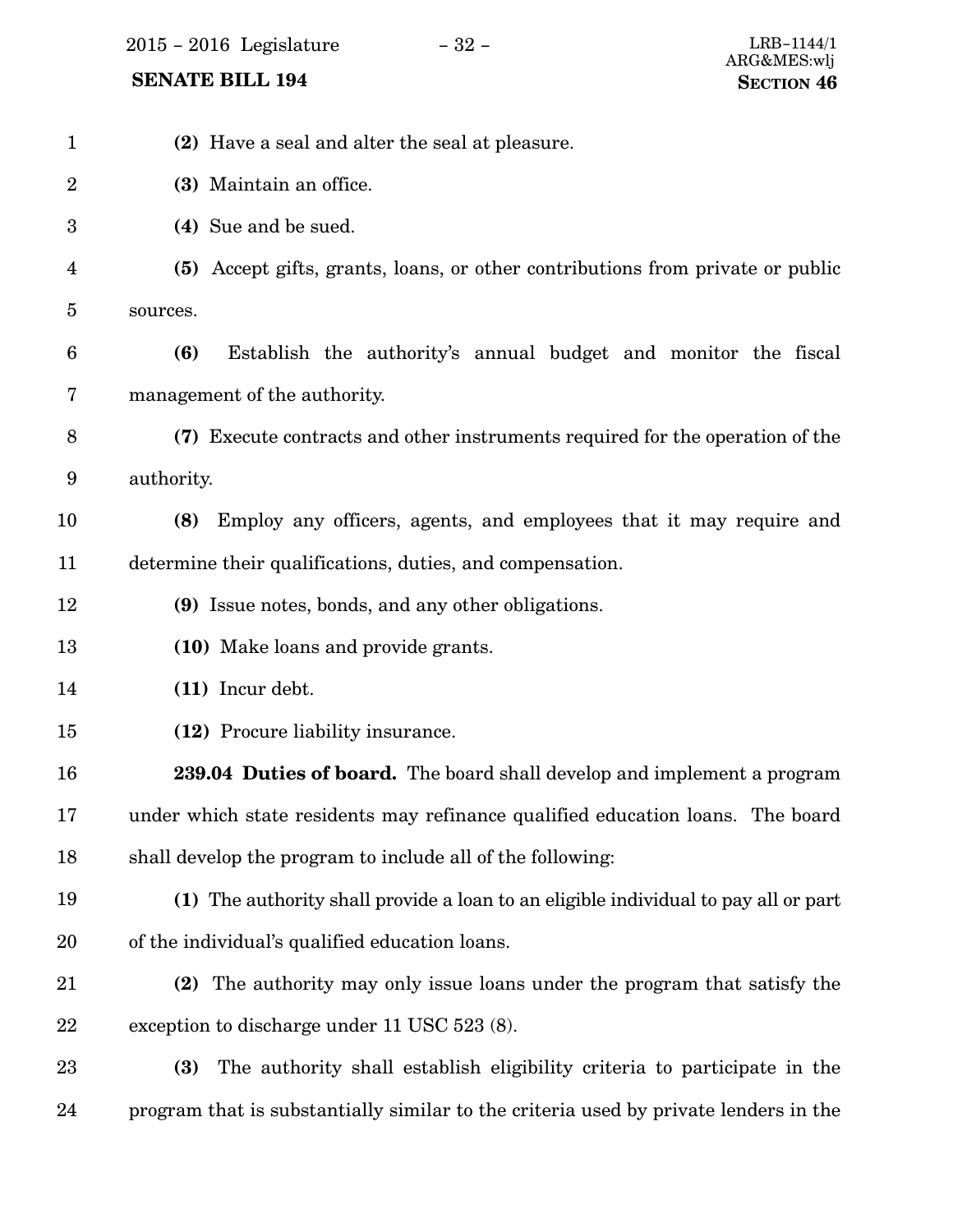**(2)** Have a seal and alter the seal at pleasure.

**(3)** Maintain an office.

**(4)** Sue and be sued.

**(5)** Accept gifts, grants, loans, or other contributions from private or public sources.

**(6)** Establish the authority's annual budget and monitor the fiscal management of the authority.

**(7)** Execute contracts and other instruments required for the operation of the authority.

**(8)** Employ any officers, agents, and employees that it may require and determine their qualifications, duties, and compensation.

**(9)** Issue notes, bonds, and any other obligations.

**(10)** Make loans and provide grants.

**(11)** Incur debt.

**(12)** Procure liability insurance.

**239.04 Duties of board.** The board shall develop and implement a program under which state residents may refinance qualified education loans. The board shall develop the program to include all of the following:

**(1)** The authority shall provide a loan to an eligible individual to pay all or part of the individual's qualified education loans.

**(2)** The authority may only issue loans under the program that satisfy the exception to discharge under 11 USC 523 (8).

**(3)** The authority shall establish eligibility criteria to participate in the program that is substantially similar to the criteria used by private lenders in the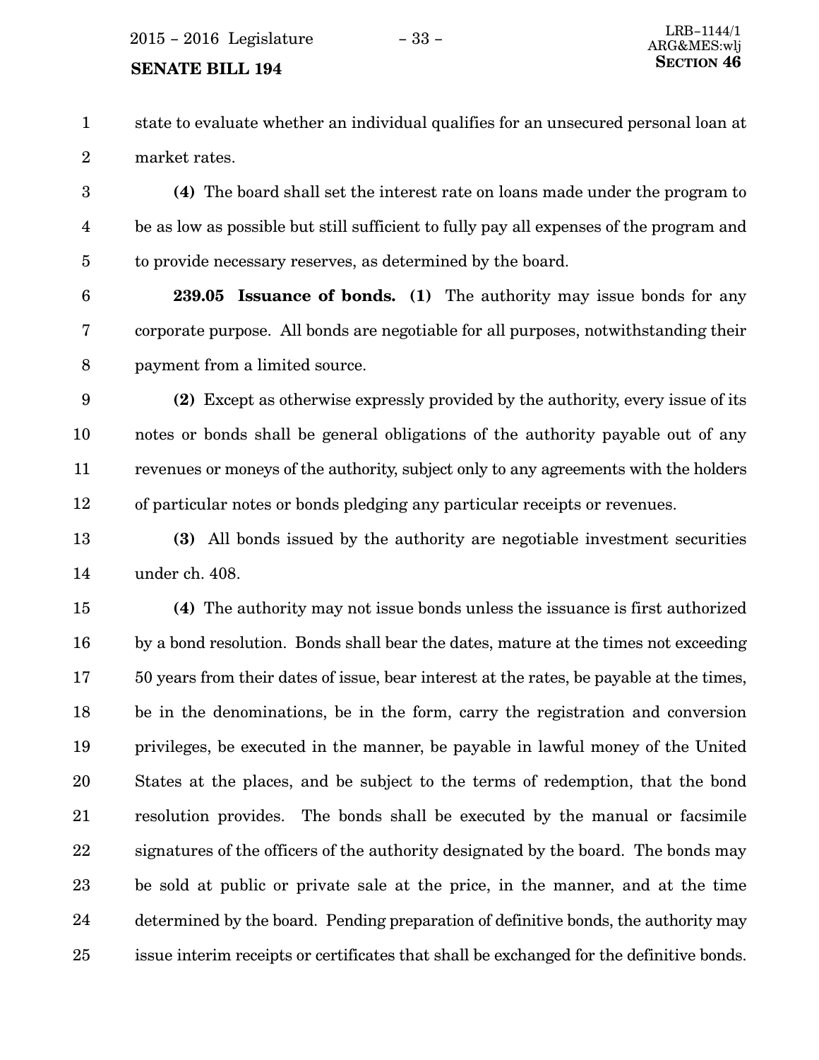state to evaluate whether an individual qualifies for an unsecured personal loan at market rates.

**(4)** The board shall set the interest rate on loans made under the program to be as low as possible but still sufficient to fully pay all expenses of the program and to provide necessary reserves, as determined by the board.

**239.05 Issuance of bonds. (1)** The authority may issue bonds for any corporate purpose. All bonds are negotiable for all purposes, notwithstanding their payment from a limited source.

**(2)** Except as otherwise expressly provided by the authority, every issue of its notes or bonds shall be general obligations of the authority payable out of any revenues or moneys of the authority, subject only to any agreements with the holders of particular notes or bonds pledging any particular receipts or revenues.

**(3)** All bonds issued by the authority are negotiable investment securities under ch. 408.

**(4)** The authority may not issue bonds unless the issuance is first authorized by a bond resolution. Bonds shall bear the dates, mature at the times not exceeding 50 years from their dates of issue, bear interest at the rates, be payable at the times, be in the denominations, be in the form, carry the registration and conversion privileges, be executed in the manner, be payable in lawful money of the United States at the places, and be subject to the terms of redemption, that the bond resolution provides. The bonds shall be executed by the manual or facsimile signatures of the officers of the authority designated by the board. The bonds may be sold at public or private sale at the price, in the manner, and at the time determined by the board. Pending preparation of definitive bonds, the authority may issue interim receipts or certificates that shall be exchanged for the definitive bonds.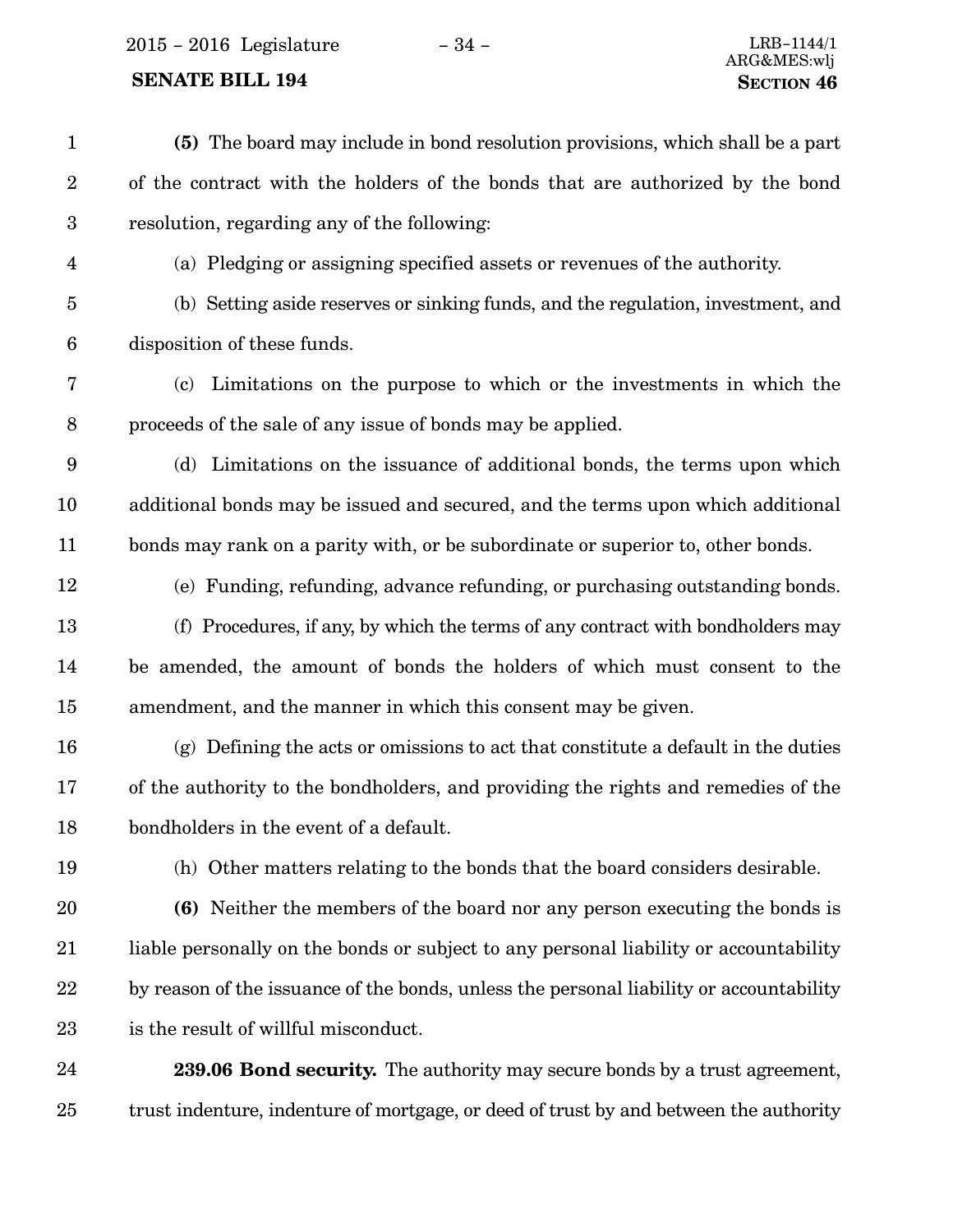**(5)** The board may include in bond resolution provisions, which shall be a part of the contract with the holders of the bonds that are authorized by the bond resolution, regarding any of the following:

(a) Pledging or assigning specified assets or revenues of the authority.

(b) Setting aside reserves or sinking funds, and the regulation, investment, and disposition of these funds.

(c) Limitations on the purpose to which or the investments in which the proceeds of the sale of any issue of bonds may be applied.

(d) Limitations on the issuance of additional bonds, the terms upon which additional bonds may be issued and secured, and the terms upon which additional bonds may rank on a parity with, or be subordinate or superior to, other bonds.

(e) Funding, refunding, advance refunding, or purchasing outstanding bonds.

(f) Procedures, if any, by which the terms of any contract with bondholders may be amended, the amount of bonds the holders of which must consent to the amendment, and the manner in which this consent may be given.

(g) Defining the acts or omissions to act that constitute a default in the duties of the authority to the bondholders, and providing the rights and remedies of the bondholders in the event of a default.

(h) Other matters relating to the bonds that the board considers desirable.

**(6)** Neither the members of the board nor any person executing the bonds is liable personally on the bonds or subject to any personal liability or accountability by reason of the issuance of the bonds, unless the personal liability or accountability is the result of willful misconduct.

**239.06 Bond security.** The authority may secure bonds by a trust agreement, trust indenture, indenture of mortgage, or deed of trust by and between the authority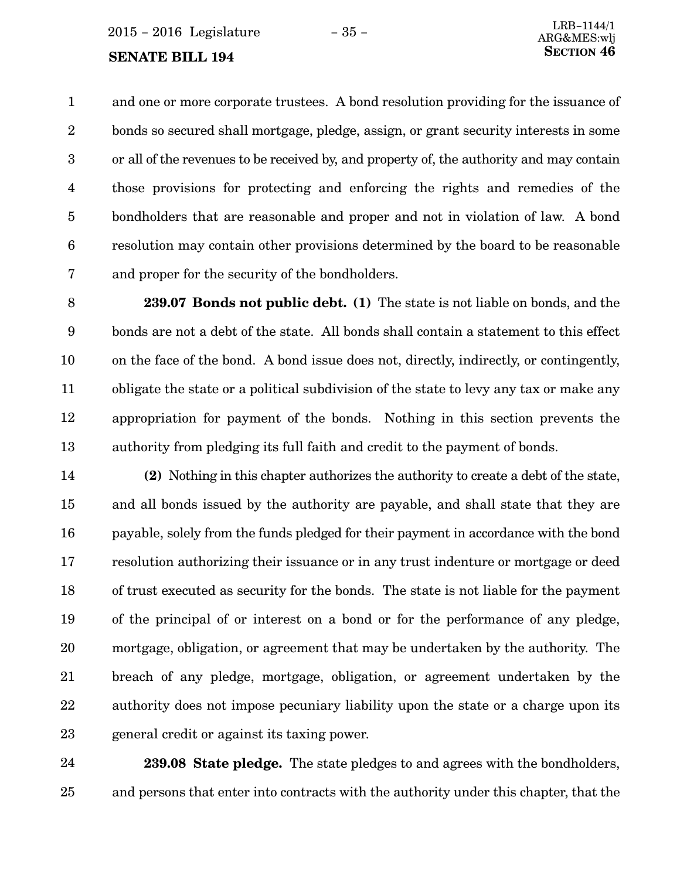and one or more corporate trustees. A bond resolution providing for the issuance of bonds so secured shall mortgage, pledge, assign, or grant security interests in some or all of the revenues to be received by, and property of, the authority and may contain those provisions for protecting and enforcing the rights and remedies of the bondholders that are reasonable and proper and not in violation of law. A bond resolution may contain other provisions determined by the board to be reasonable and proper for the security of the bondholders.

**239.07 Bonds not public debt.** **(1)** The state is not liable on bonds, and the bonds are not a debt of the state. All bonds shall contain a statement to this effect on the face of the bond. A bond issue does not, directly, indirectly, or contingently, obligate the state or a political subdivision of the state to levy any tax or make any appropriation for payment of the bonds. Nothing in this section prevents the authority from pledging its full faith and credit to the payment of bonds.

**(2)** Nothing in this chapter authorizes the authority to create a debt of the state, and all bonds issued by the authority are payable, and shall state that they are payable, solely from the funds pledged for their payment in accordance with the bond resolution authorizing their issuance or in any trust indenture or mortgage or deed of trust executed as security for the bonds. The state is not liable for the payment of the principal of or interest on a bond or for the performance of any pledge, mortgage, obligation, or agreement that may be undertaken by the authority. The breach of any pledge, mortgage, obligation, or agreement undertaken by the authority does not impose pecuniary liability upon the state or a charge upon its general credit or against its taxing power.

**239.08 State pledge.** The state pledges to and agrees with the bondholders, and persons that enter into contracts with the authority under this chapter, that the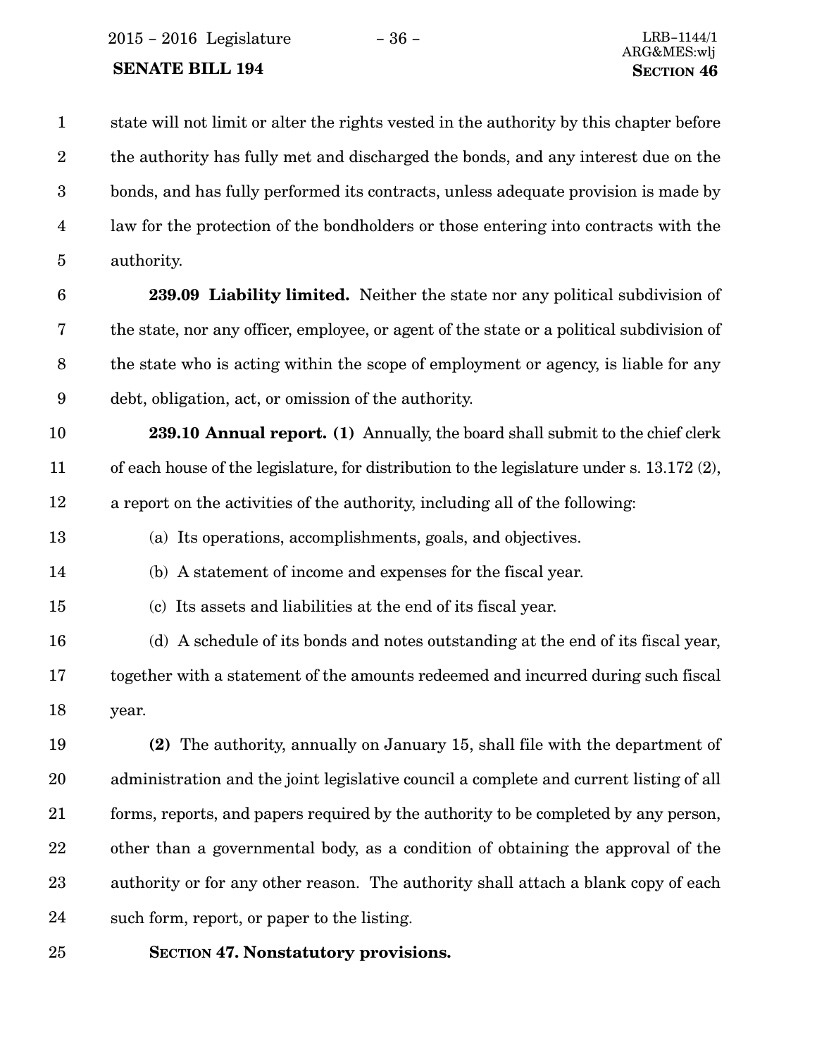state will not limit or alter the rights vested in the authority by this chapter before the authority has fully met and discharged the bonds, and any interest due on the bonds, and has fully performed its contracts, unless adequate provision is made by law for the protection of the bondholders or those entering into contracts with the authority.

**239.09 Liability limited.** Neither the state nor any political subdivision of the state, nor any officer, employee, or agent of the state or a political subdivision of the state who is acting within the scope of employment or agency, is liable for any debt, obligation, act, or omission of the authority.

**239.10 Annual report. (1)** Annually, the board shall submit to the chief clerk of each house of the legislature, for distribution to the legislature under s. 13.172 (2), a report on the activities of the authority, including all of the following:

(a) Its operations, accomplishments, goals, and objectives.

(b) A statement of income and expenses for the fiscal year.

(c) Its assets and liabilities at the end of its fiscal year.

(d) A schedule of its bonds and notes outstanding at the end of its fiscal year, together with a statement of the amounts redeemed and incurred during such fiscal year.

**(2)** The authority, annually on January 15, shall file with the department of administration and the joint legislative council a complete and current listing of all forms, reports, and papers required by the authority to be completed by any person, other than a governmental body, as a condition of obtaining the approval of the authority or for any other reason. The authority shall attach a blank copy of each such form, report, or paper to the listing.

**SECTION 47. Nonstatutory provisions.**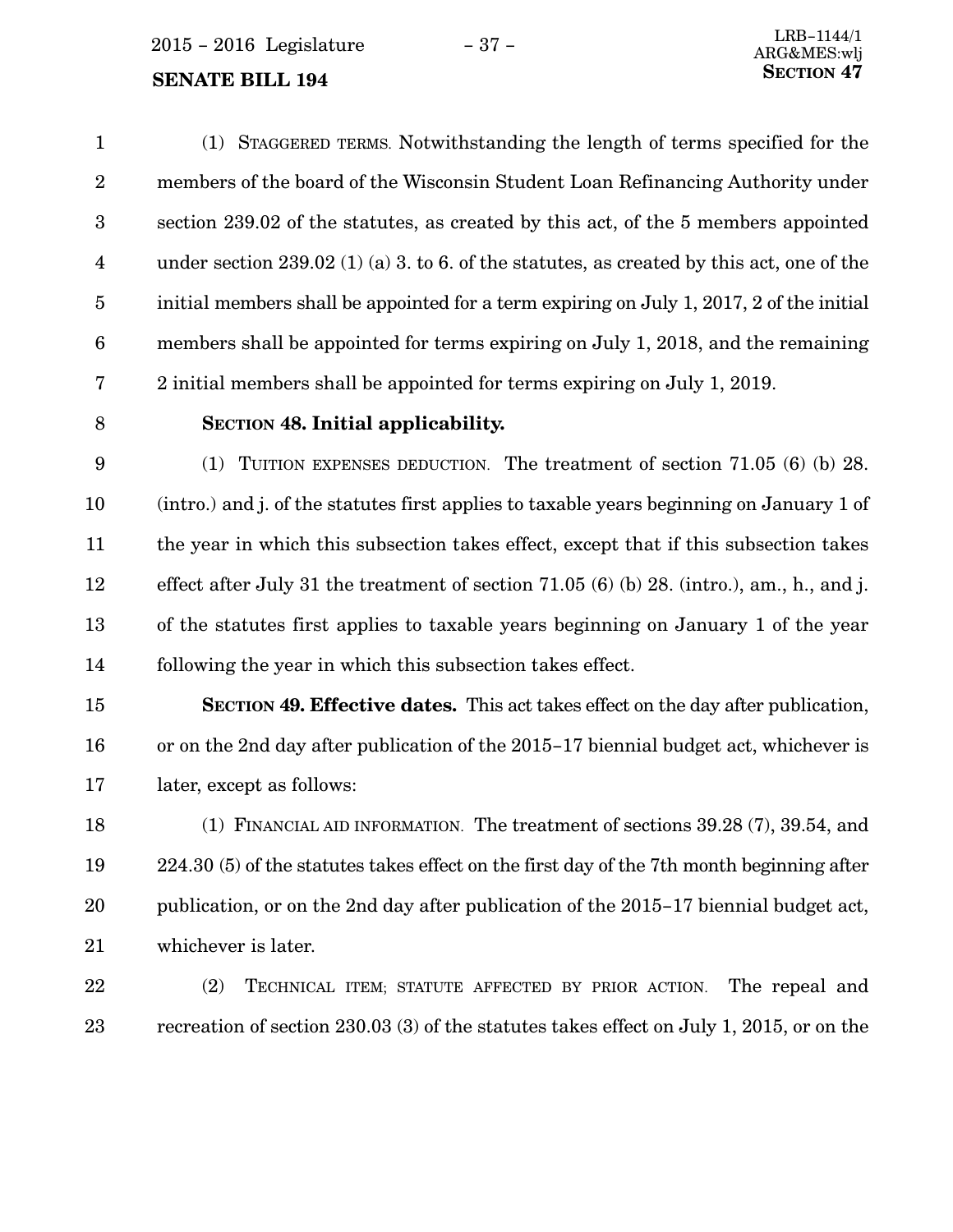(1) STAGGERED TERMS. Notwithstanding the length of terms specified for the members of the board of the Wisconsin Student Loan Refinancing Authority under section 239.02 of the statutes, as created by this act, of the 5 members appointed under section 239.02 (1) (a) 3. to 6. of the statutes, as created by this act, one of the initial members shall be appointed for a term expiring on July 1, 2017, 2 of the initial members shall be appointed for terms expiring on July 1, 2018, and the remaining 2 initial members shall be appointed for terms expiring on July 1, 2019.

**SECTION 48. Initial applicability.**

(1) TUITION EXPENSES DEDUCTION. The treatment of section 71.05 (6) (b) 28. (intro.) and j. of the statutes first applies to taxable years beginning on January 1 of the year in which this subsection takes effect, except that if this subsection takes effect after July 31 the treatment of section 71.05 (6) (b) 28. (intro.), am., h., and j. of the statutes first applies to taxable years beginning on January 1 of the year following the year in which this subsection takes effect.

**SECTION 49. Effective dates.** This act takes effect on the day after publication, or on the 2nd day after publication of the 2015-17 biennial budget act, whichever is later, except as follows:

(1) FINANCIAL AID INFORMATION. The treatment of sections 39.28 (7), 39.54, and 224.30 (5) of the statutes takes effect on the first day of the 7th month beginning after publication, or on the 2nd day after publication of the 2015-17 biennial budget act, whichever is later.

(2) TECHNICAL ITEM; STATUTE AFFECTED BY PRIOR ACTION. The repeal and recreation of section 230.03 (3) of the statutes takes effect on July 1, 2015, or on the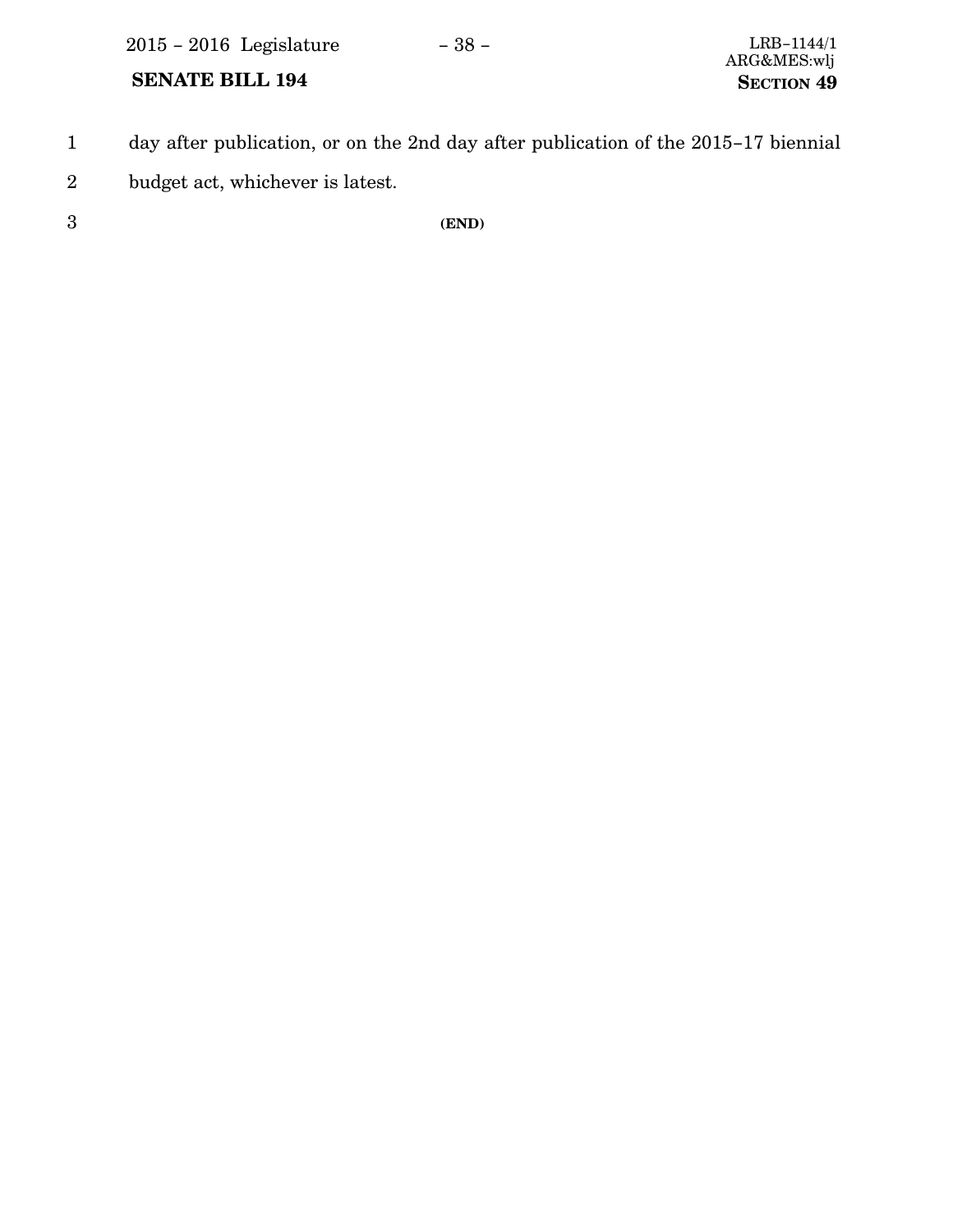day after publication, or on the 2nd day after publication of the 2015–17 biennial budget act, whichever is latest.

**(END)**